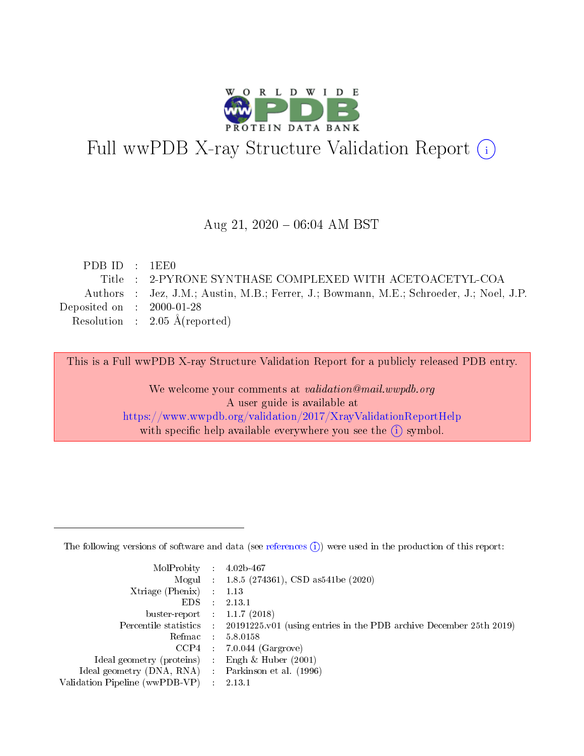# Full wwPDB X-ray Structure Validation Report (i)

Aug 21, 2020 – 06:04 AM BST

| | | |
|---|---|---|
| PDB ID | : | 1EE0 |
| Title | : | 2-PYRONE SYNTHASE COMPLEXED WITH ACETOACETYL-COA |
| Authors | : | Jez, J.M.; Austin, M.B.; Ferrer, J.; Bowmann, M.E.; Schroeder, J.; Noel, J.P. |
| Deposited on | : | 2000-01-28 |
| Resolution | : | 2.05 Å(reported) |

This is a Full wwPDB X-ray Structure Validation Report for a publicly released PDB entry.

We welcome your comments at *validation@mail.wwpdb.org*
A user guide is available at
https://www.wwpdb.org/validation/2017/XrayValidationReportHelp
with specific help available everywhere you see the (i) symbol.

---

The following versions of software and data (see references (i)) were used in the production of this report:

| | | |
|---|---|---|
| MolProbity | : | 4.02b-467 |
| Mogul | : | 1.8.5 (274361), CSD as541be (2020) |
| Xtriage (Phenix) | : | 1.13 |
| EDS | : | 2.13.1 |
| buster-report | : | 1.1.7 (2018) |
| Percentile statistics | : | 20191225.v01 (using entries in the PDB archive December 25th 2019) |
| Refmac | : | 5.8.0158 |
| CCP4 | : | 7.0.044 (Gargrove) |
| Ideal geometry (proteins) | : | Engh & Huber (2001) |
| Ideal geometry (DNA, RNA) | : | Parkinson et al. (1996) |
| Validation Pipeline (wwPDB-VP) | : | 2.13.1 |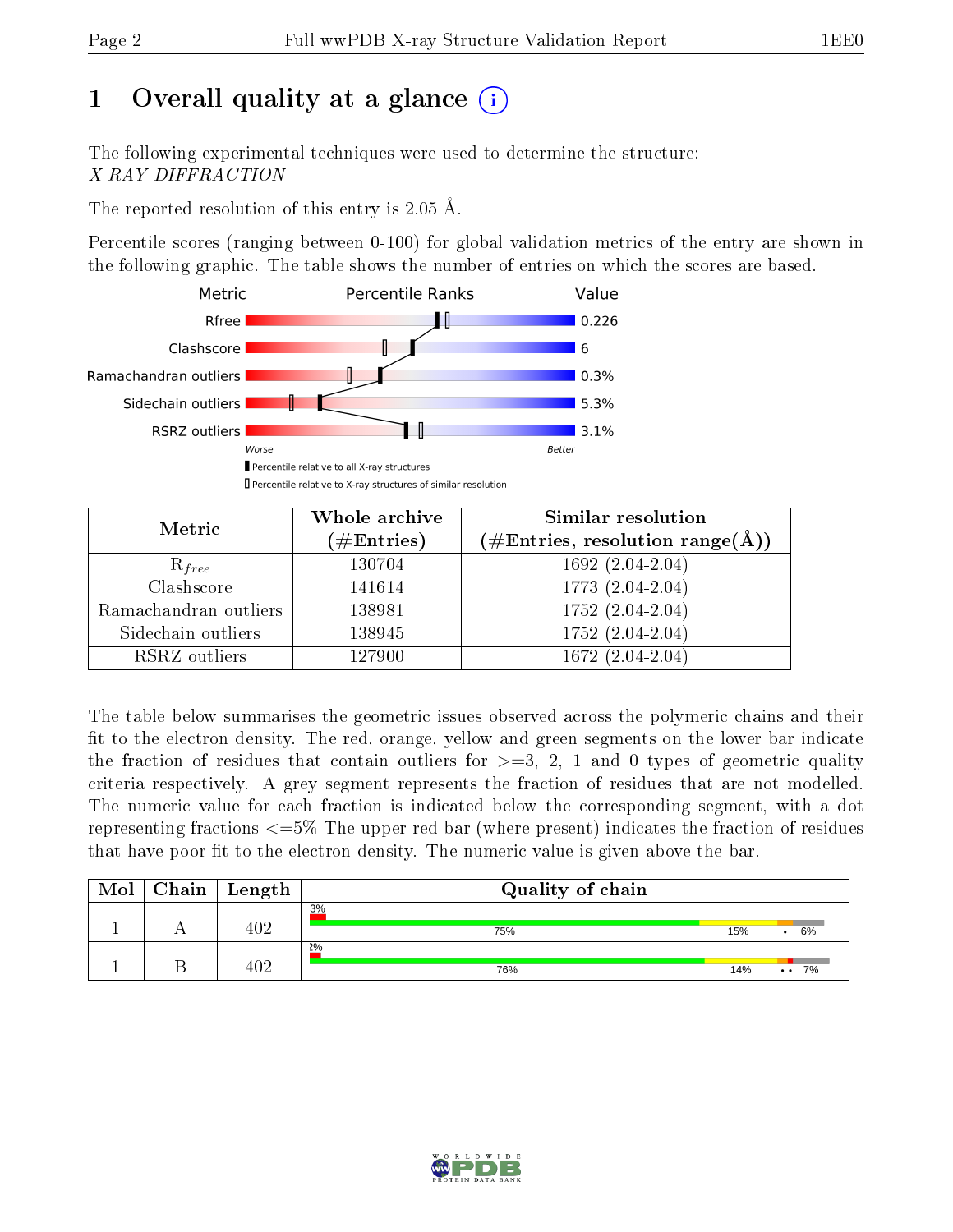# 1 Overall quality at a glance

The following experimental techniques were used to determine the structure:
*X-RAY DIFFRACTION*

The reported resolution of this entry is 2.05 Å.

Percentile scores (ranging between 0-100) for global validation metrics of the entry are shown in the following graphic. The table shows the number of entries on which the scores are based.

| Metric | Value |
|---|---|
| Rfree | 0.226 |
| Clashscore | 6 |
| Ramachandran outliers | 0.3% |
| Sidechain outliers | 5.3% |
| RSRZ outliers | 3.1% |

Worse — Better

■ Percentile relative to all X-ray structures
□ Percentile relative to X-ray structures of similar resolution

| Metric | Whole archive (#Entries) | Similar resolution (#Entries, resolution range(Å)) |
|---|---|---|
| $R_{free}$ | 130704 | 1692 (2.04-2.04) |
| Clashscore | 141614 | 1773 (2.04-2.04) |
| Ramachandran outliers | 138981 | 1752 (2.04-2.04) |
| Sidechain outliers | 138945 | 1752 (2.04-2.04) |
| RSRZ outliers | 127900 | 1672 (2.04-2.04) |

The table below summarises the geometric issues observed across the polymeric chains and their fit to the electron density. The red, orange, yellow and green segments on the lower bar indicate the fraction of residues that contain outliers for >=3, 2, 1 and 0 types of geometric quality criteria respectively. A grey segment represents the fraction of residues that are not modelled. The numeric value for each fraction is indicated below the corresponding segment, with a dot representing fractions <=5% The upper red bar (where present) indicates the fraction of residues that have poor fit to the electron density. The numeric value is given above the bar.

| Mol | Chain | Length | Quality of chain |
|---|---|---|---|
| 1 | A | 402 | 3%; 75%, 15%, •, 6% |
| 1 | B | 402 | 2%; 76%, 14%, • •, 7% |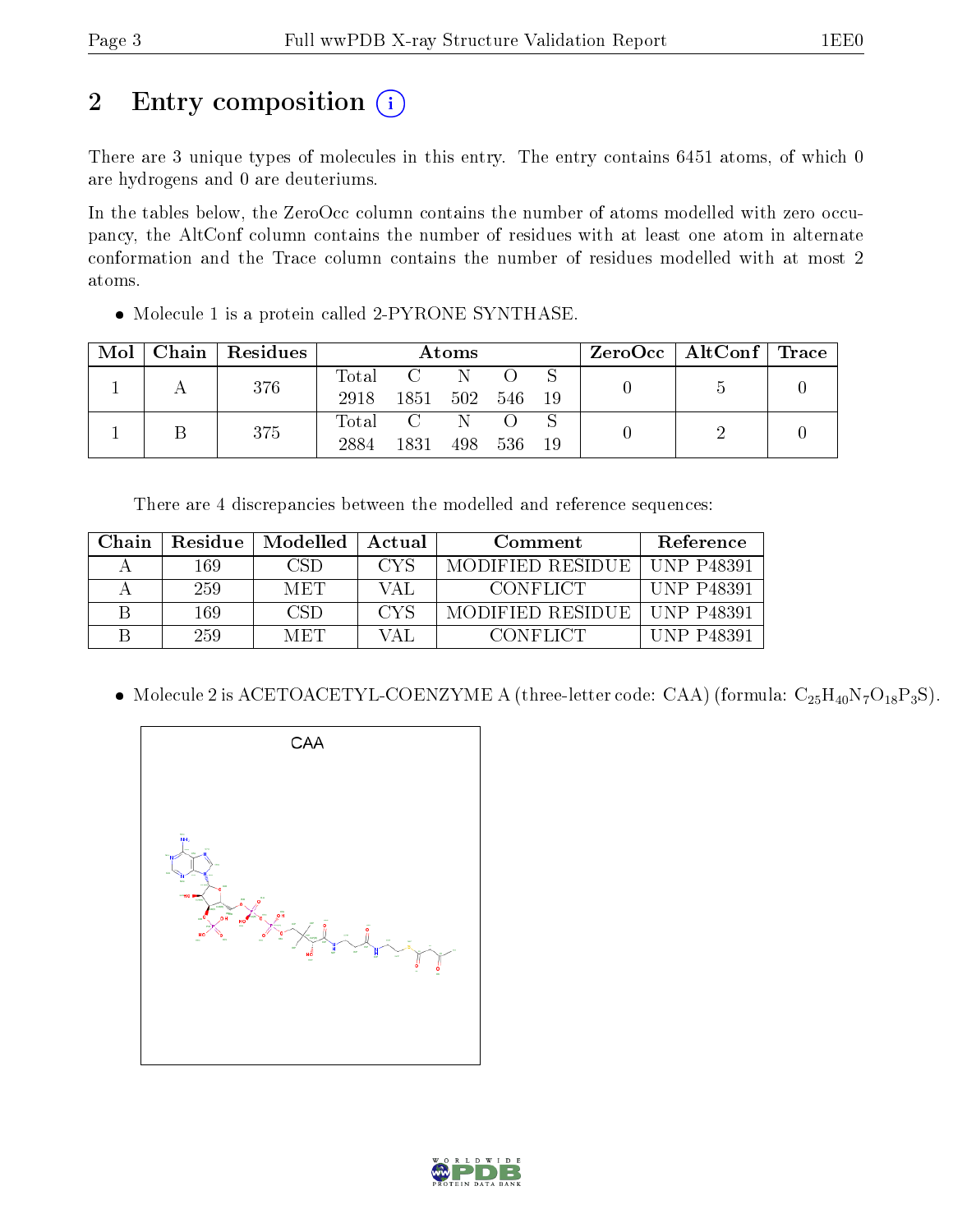# 2 Entry composition

There are 3 unique types of molecules in this entry. The entry contains 6451 atoms, of which 0 are hydrogens and 0 are deuteriums.

In the tables below, the ZeroOcc column contains the number of atoms modelled with zero occupancy, the AltConf column contains the number of residues with at least one atom in alternate conformation and the Trace column contains the number of residues modelled with at most 2 atoms.

- Molecule 1 is a protein called 2-PYRONE SYNTHASE.

| Mol | Chain | Residues | Atoms | | | | | ZeroOcc | AltConf | Trace |
|---|---|---|---|---|---|---|---|---|---|---|
| 1 | A | 376 | Total 2918 | C 1851 | N 502 | O 546 | S 19 | 0 | 5 | 0 |
| 1 | B | 375 | Total 2884 | C 1831 | N 498 | O 536 | S 19 | 0 | 2 | 0 |

There are 4 discrepancies between the modelled and reference sequences:

| Chain | Residue | Modelled | Actual | Comment | Reference |
|---|---|---|---|---|---|
| A | 169 | CSD | CYS | MODIFIED RESIDUE | UNP P48391 |
| A | 259 | MET | VAL | CONFLICT | UNP P48391 |
| B | 169 | CSD | CYS | MODIFIED RESIDUE | UNP P48391 |
| B | 259 | MET | VAL | CONFLICT | UNP P48391 |

- Molecule 2 is ACETOACETYL-COENZYME A (three-letter code: CAA) (formula: $C_{25}H_{40}N_7O_{18}P_3S$).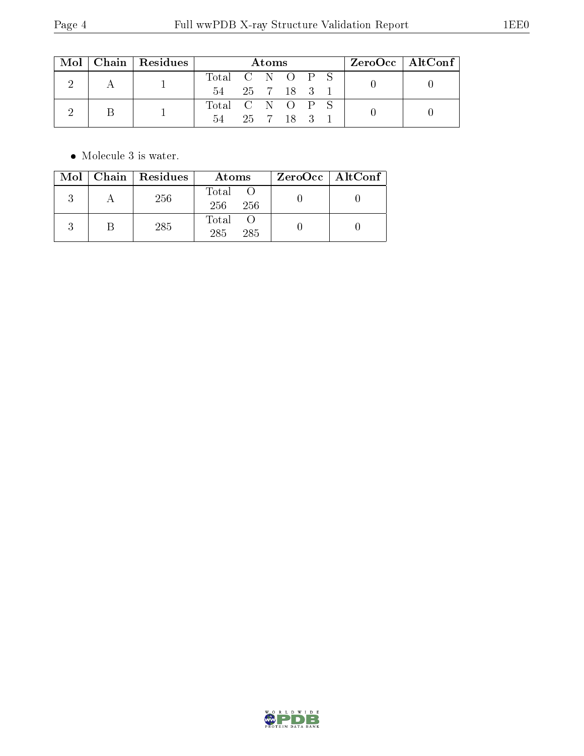| Mol | Chain | Residues | Atoms | | | | | | ZeroOcc | AltConf |
|---|---|---|---|---|---|---|---|---|---|---|
| | | | Total | C | N | O | P | S | | |
| 2 | A | 1 | 54 | 25 | 7 | 18 | 3 | 1 | 0 | 0 |
| 2 | B | 1 | 54 | 25 | 7 | 18 | 3 | 1 | 0 | 0 |

- Molecule 3 is water.

| Mol | Chain | Residues | Atoms | | ZeroOcc | AltConf |
|---|---|---|---|---|---|---|
| | | | Total | O | | |
| 3 | A | 256 | 256 | 256 | 0 | 0 |
| 3 | B | 285 | 285 | 285 | 0 | 0 |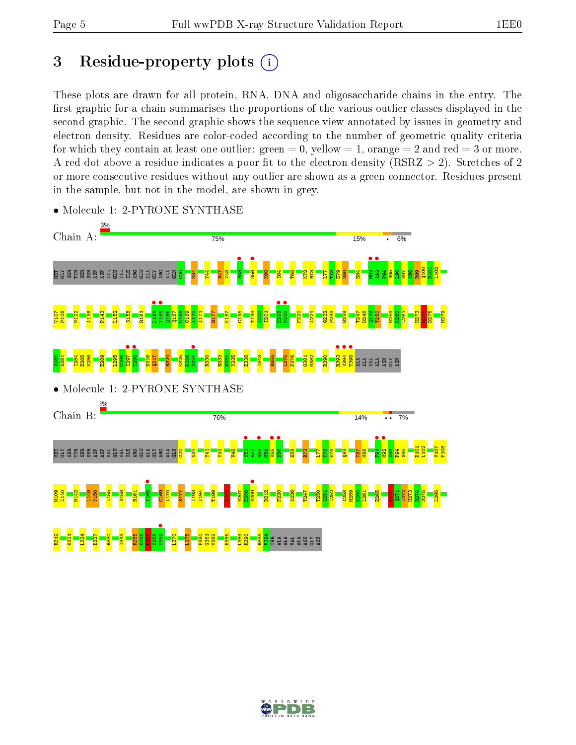# 3 Residue-property plots

These plots are drawn for all protein, RNA, DNA and oligosaccharide chains in the entry. The first graphic for a chain summarises the proportions of the various outlier classes displayed in the second graphic. The second graphic shows the sequence view annotated by issues in geometry and electron density. Residues are color-coded according to the number of geometric quality criteria for which they contain at least one outlier: green = 0, yellow = 1, orange = 2 and red = 3 or more. A red dot above a residue indicates a poor fit to the electron density (RSRZ > 2). Stretches of 2 or more consecutive residues without any outlier are shown as a green connector. Residues present in the sample, but not in the model, are shown in grey.

- Molecule 1: 2-PYRONE SYNTHASE

Chain A: 3% | 75% | 15% | • | 6%

MET GLY SER TYR SER SER ASP ASP VAL GLU VAL ILE ARG GLU ALA GLY ARG ALA GLN G20 N34 Y44 R47 V48 H53 D56 K60 I64 T68 K72 R73 L77 T78 E79 D80 E84 M92 A93 P94 S95 I96 N97 A98 R99 D100 D101 L102 V107 P108 W122 A138 P143 L152 S158 R161 L164 Y165 Q166 G167 C168 C169 A170 A171 R177 K187 C195 T199 A200 I201 E208 N209 F220 A224 G232 P233 R239 T247 D248 Q249 T250 M259 K260 L261 H273 R274 D275 M279 V280 A281 I284 E285 N286 E289 L295 G296 I297 T298 D316 Q317 R320 K325 E326 D327 R330 R333 H334 V335 E338 I343 R355 L375 F376 G381 M382 R390 R393 V394 T395 ALA ALA VAL ALA ASN GLY ASN

- Molecule 1: 2-PYRONE SYNTHASE

Chain B: 2% | 76% | 14% | •• | 7%

MET GLY SER TYR SER SER ASP ASP VAL GLU VAL ILE ARG GLU ALA GLY ARG ALA GLN G20 N34 Y41 Y44 V48 S51 E52 H53 M54 V55 D56 E59 R73 L77 T78 E79 Q83 T87 M88 F91 M92 A93 P94 S95 D101 L102 V107 P108 M109 L110 M142 L149 V150 L155 S158 R161 Y165 C169 A170 R177 I193 V194 T199 L202 N207 E208 N209 D212 F220 A226 T247 T250 L251 L252 A258 M259 K260 L261 E265 R270 Q271 L272 H273 R274 D275 L295 R312 K321 L324 D327 R330 I343 R355 K356 R357 S358 M359 L370 L375 P380 G381 M382 E385 L389 R390 R393 V394 THR ALA ALA VAL ALA ASN GLY ASN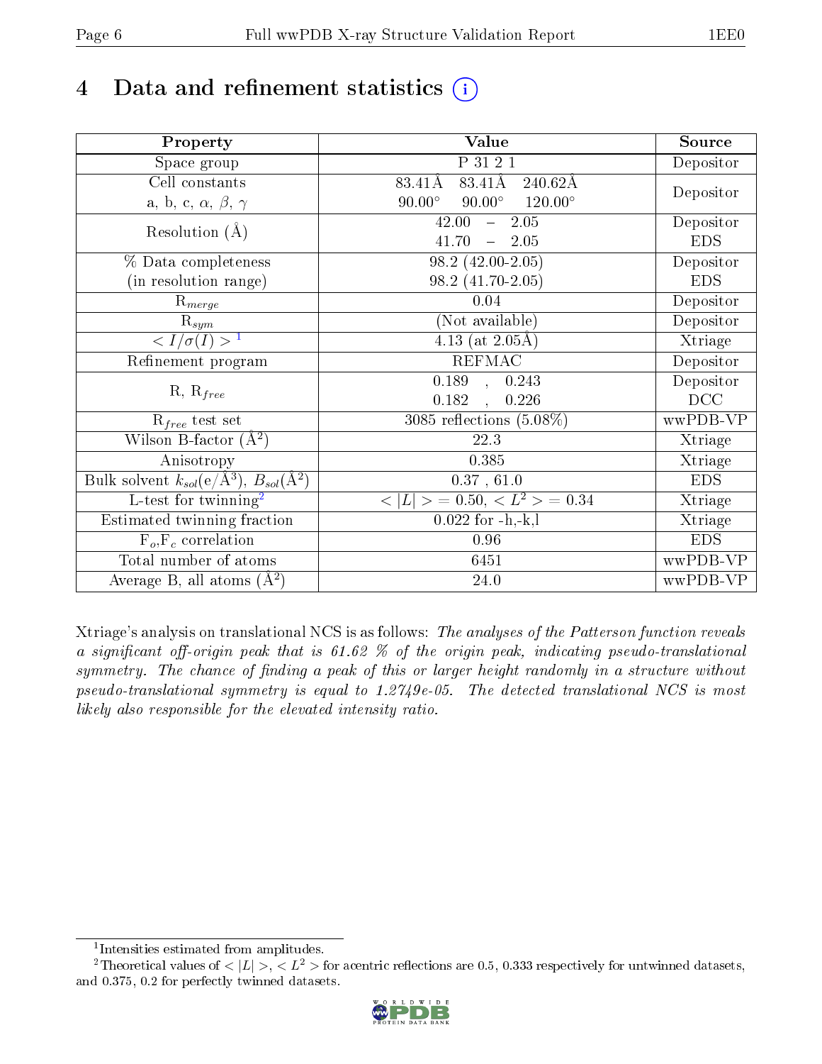# 4 Data and refinement statistics (i)

| Property | Value | Source |
|---|---|---|
| Space group | P 31 2 1 | Depositor |
| Cell constants<br>a, b, c, $\alpha$, $\beta$, $\gamma$ | 83.41Å 83.41Å 240.62Å<br>90.00° 90.00° 120.00° | Depositor |
| Resolution (Å) | 42.00 – 2.05<br>41.70 – 2.05 | Depositor<br>EDS |
| % Data completeness<br>(in resolution range) | 98.2 (42.00-2.05)<br>98.2 (41.70-2.05) | Depositor<br>EDS |
| $R_{merge}$ | 0.04 | Depositor |
| $R_{sym}$ | (Not available) | Depositor |
| $< I/\sigma(I) >$ [1] | 4.13 (at 2.05Å) | Xtriage |
| Refinement program | REFMAC | Depositor |
| R, $R_{free}$ | 0.189 , 0.243<br>0.182 , 0.226 | Depositor<br>DCC |
| $R_{free}$ test set | 3085 reflections (5.08%) | wwPDB-VP |
| Wilson B-factor (Å$^2$) | 22.3 | Xtriage |
| Anisotropy | 0.385 | Xtriage |
| Bulk solvent $k_{sol}$(e/Å$^3$), $B_{sol}$(Å$^2$) | 0.37 , 61.0 | EDS |
| L-test for twinning[2] | $< \|L\| > = 0.50$, $< L^2 > = 0.34$ | Xtriage |
| Estimated twinning fraction | 0.022 for -h,-k,l | Xtriage |
| $F_o$,$F_c$ correlation | 0.96 | EDS |
| Total number of atoms | 6451 | wwPDB-VP |
| Average B, all atoms (Å$^2$) | 24.0 | wwPDB-VP |

Xtriage's analysis on translational NCS is as follows: *The analyses of the Patterson function reveals a significant off-origin peak that is 61.62 % of the origin peak, indicating pseudo-translational symmetry. The chance of finding a peak of this or larger height randomly in a structure without pseudo-translational symmetry is equal to 1.2749e-05. The detected translational NCS is most likely also responsible for the elevated intensity ratio.*

[1] Intensities estimated from amplitudes.

[2] Theoretical values of $< |L| >$, $< L^2 >$ for acentric reflections are 0.5, 0.333 respectively for untwinned datasets, and 0.375, 0.2 for perfectly twinned datasets.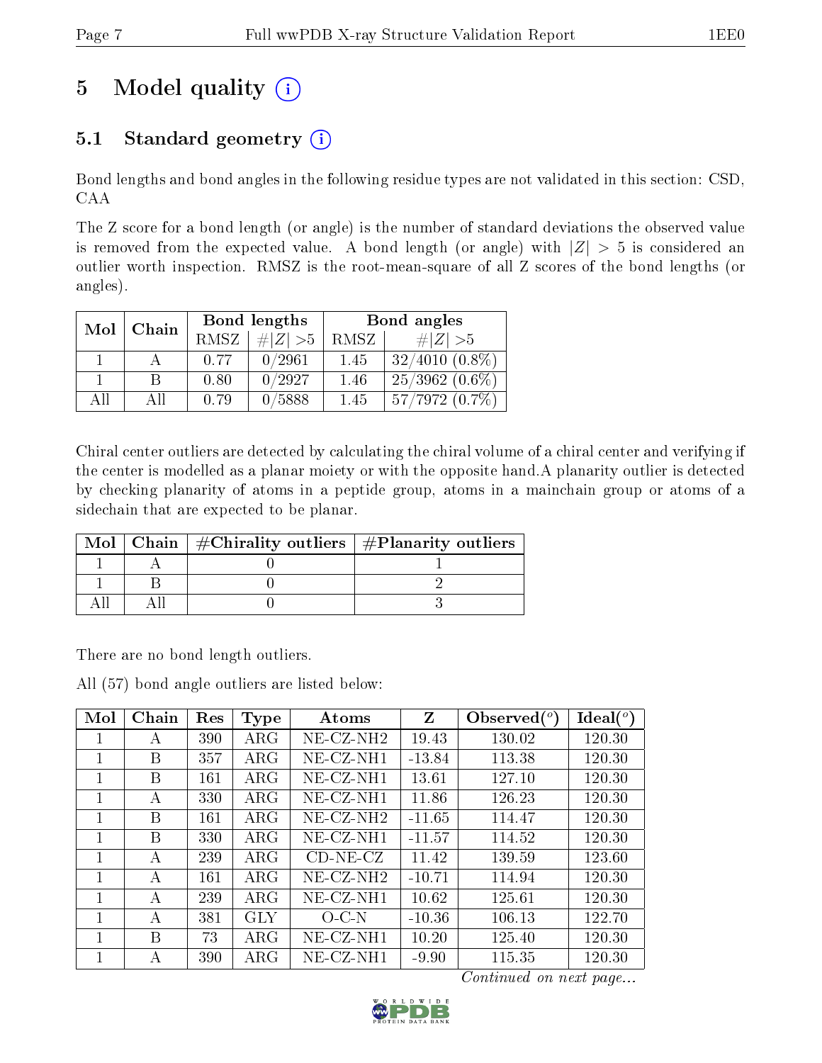# 5 Model quality (i)

## 5.1 Standard geometry (i)

Bond lengths and bond angles in the following residue types are not validated in this section: CSD, CAA

The Z score for a bond length (or angle) is the number of standard deviations the observed value is removed from the expected value. A bond length (or angle) with $|Z| > 5$ is considered an outlier worth inspection. RMSZ is the root-mean-square of all Z scores of the bond lengths (or angles).

| Mol | Chain | Bond lengths | | Bond angles | |
|---|---|---|---|---|---|
| | | RMSZ | #\|Z\| >5 | RMSZ | #\|Z\| >5 |
| 1 | A | 0.77 | 0/2961 | 1.45 | 32/4010 (0.8%) |
| 1 | B | 0.80 | 0/2927 | 1.46 | 25/3962 (0.6%) |
| All | All | 0.79 | 0/5888 | 1.45 | 57/7972 (0.7%) |

Chiral center outliers are detected by calculating the chiral volume of a chiral center and verifying if the center is modelled as a planar moiety or with the opposite hand.A planarity outlier is detected by checking planarity of atoms in a peptide group, atoms in a mainchain group or atoms of a sidechain that are expected to be planar.

| Mol | Chain | #Chirality outliers | #Planarity outliers |
|---|---|---|---|
| 1 | A | 0 | 1 |
| 1 | B | 0 | 2 |
| All | All | 0 | 3 |

There are no bond length outliers.

All (57) bond angle outliers are listed below:

| Mol | Chain | Res | Type | Atoms | Z | Observed(°) | Ideal(°) |
|---|---|---|---|---|---|---|---|
| 1 | A | 390 | ARG | NE-CZ-NH2 | 19.43 | 130.02 | 120.30 |
| 1 | B | 357 | ARG | NE-CZ-NH1 | -13.84 | 113.38 | 120.30 |
| 1 | B | 161 | ARG | NE-CZ-NH1 | 13.61 | 127.10 | 120.30 |
| 1 | A | 330 | ARG | NE-CZ-NH1 | 11.86 | 126.23 | 120.30 |
| 1 | B | 161 | ARG | NE-CZ-NH2 | -11.65 | 114.47 | 120.30 |
| 1 | B | 330 | ARG | NE-CZ-NH1 | -11.57 | 114.52 | 120.30 |
| 1 | A | 239 | ARG | CD-NE-CZ | 11.42 | 139.59 | 123.60 |
| 1 | A | 161 | ARG | NE-CZ-NH2 | -10.71 | 114.94 | 120.30 |
| 1 | A | 239 | ARG | NE-CZ-NH1 | 10.62 | 125.61 | 120.30 |
| 1 | A | 381 | GLY | O-C-N | -10.36 | 106.13 | 122.70 |
| 1 | B | 73 | ARG | NE-CZ-NH1 | 10.20 | 125.40 | 120.30 |
| 1 | A | 390 | ARG | NE-CZ-NH1 | -9.90 | 115.35 | 120.30 |

Continued on next page...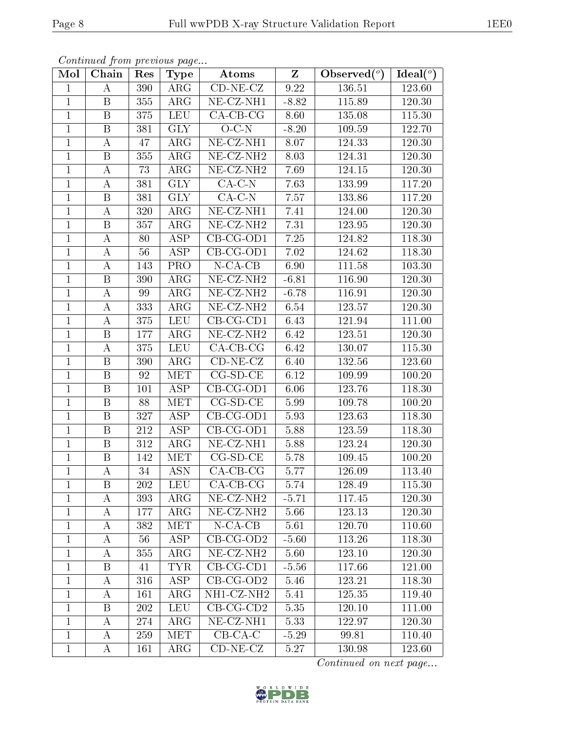*Continued from previous page...*

| Mol | Chain | Res | Type | Atoms | Z | Observed(°) | Ideal(°) |
|---|---|---|---|---|---|---|---|
| 1 | A | 390 | ARG | CD-NE-CZ | 9.22 | 136.51 | 123.60 |
| 1 | B | 355 | ARG | NE-CZ-NH1 | -8.82 | 115.89 | 120.30 |
| 1 | B | 375 | LEU | CA-CB-CG | 8.60 | 135.08 | 115.30 |
| 1 | B | 381 | GLY | O-C-N | -8.20 | 109.59 | 122.70 |
| 1 | A | 47 | ARG | NE-CZ-NH1 | 8.07 | 124.33 | 120.30 |
| 1 | B | 355 | ARG | NE-CZ-NH2 | 8.03 | 124.31 | 120.30 |
| 1 | A | 73 | ARG | NE-CZ-NH2 | 7.69 | 124.15 | 120.30 |
| 1 | A | 381 | GLY | CA-C-N | 7.63 | 133.99 | 117.20 |
| 1 | B | 381 | GLY | CA-C-N | 7.57 | 133.86 | 117.20 |
| 1 | A | 320 | ARG | NE-CZ-NH1 | 7.41 | 124.00 | 120.30 |
| 1 | B | 357 | ARG | NE-CZ-NH2 | 7.31 | 123.95 | 120.30 |
| 1 | A | 80 | ASP | CB-CG-OD1 | 7.25 | 124.82 | 118.30 |
| 1 | A | 56 | ASP | CB-CG-OD1 | 7.02 | 124.62 | 118.30 |
| 1 | A | 143 | PRO | N-CA-CB | 6.90 | 111.58 | 103.30 |
| 1 | B | 390 | ARG | NE-CZ-NH2 | -6.81 | 116.90 | 120.30 |
| 1 | A | 99 | ARG | NE-CZ-NH2 | -6.78 | 116.91 | 120.30 |
| 1 | A | 333 | ARG | NE-CZ-NH2 | 6.54 | 123.57 | 120.30 |
| 1 | A | 375 | LEU | CB-CG-CD1 | 6.43 | 121.94 | 111.00 |
| 1 | B | 177 | ARG | NE-CZ-NH2 | 6.42 | 123.51 | 120.30 |
| 1 | A | 375 | LEU | CA-CB-CG | 6.42 | 130.07 | 115.30 |
| 1 | B | 390 | ARG | CD-NE-CZ | 6.40 | 132.56 | 123.60 |
| 1 | B | 92 | MET | CG-SD-CE | 6.12 | 109.99 | 100.20 |
| 1 | B | 101 | ASP | CB-CG-OD1 | 6.06 | 123.76 | 118.30 |
| 1 | B | 88 | MET | CG-SD-CE | 5.99 | 109.78 | 100.20 |
| 1 | B | 327 | ASP | CB-CG-OD1 | 5.93 | 123.63 | 118.30 |
| 1 | B | 212 | ASP | CB-CG-OD1 | 5.88 | 123.59 | 118.30 |
| 1 | B | 312 | ARG | NE-CZ-NH1 | 5.88 | 123.24 | 120.30 |
| 1 | B | 142 | MET | CG-SD-CE | 5.78 | 109.45 | 100.20 |
| 1 | A | 34 | ASN | CA-CB-CG | 5.77 | 126.09 | 113.40 |
| 1 | B | 202 | LEU | CA-CB-CG | 5.74 | 128.49 | 115.30 |
| 1 | A | 393 | ARG | NE-CZ-NH2 | -5.71 | 117.45 | 120.30 |
| 1 | A | 177 | ARG | NE-CZ-NH2 | 5.66 | 123.13 | 120.30 |
| 1 | A | 382 | MET | N-CA-CB | 5.61 | 120.70 | 110.60 |
| 1 | A | 56 | ASP | CB-CG-OD2 | -5.60 | 113.26 | 118.30 |
| 1 | A | 355 | ARG | NE-CZ-NH2 | 5.60 | 123.10 | 120.30 |
| 1 | B | 41 | TYR | CB-CG-CD1 | -5.56 | 117.66 | 121.00 |
| 1 | A | 316 | ASP | CB-CG-OD2 | 5.46 | 123.21 | 118.30 |
| 1 | A | 161 | ARG | NH1-CZ-NH2 | 5.41 | 125.35 | 119.40 |
| 1 | B | 202 | LEU | CB-CG-CD2 | 5.35 | 120.10 | 111.00 |
| 1 | A | 274 | ARG | NE-CZ-NH1 | 5.33 | 122.97 | 120.30 |
| 1 | A | 259 | MET | CB-CA-C | -5.29 | 99.81 | 110.40 |
| 1 | A | 161 | ARG | CD-NE-CZ | 5.27 | 130.98 | 123.60 |

*Continued on next page...*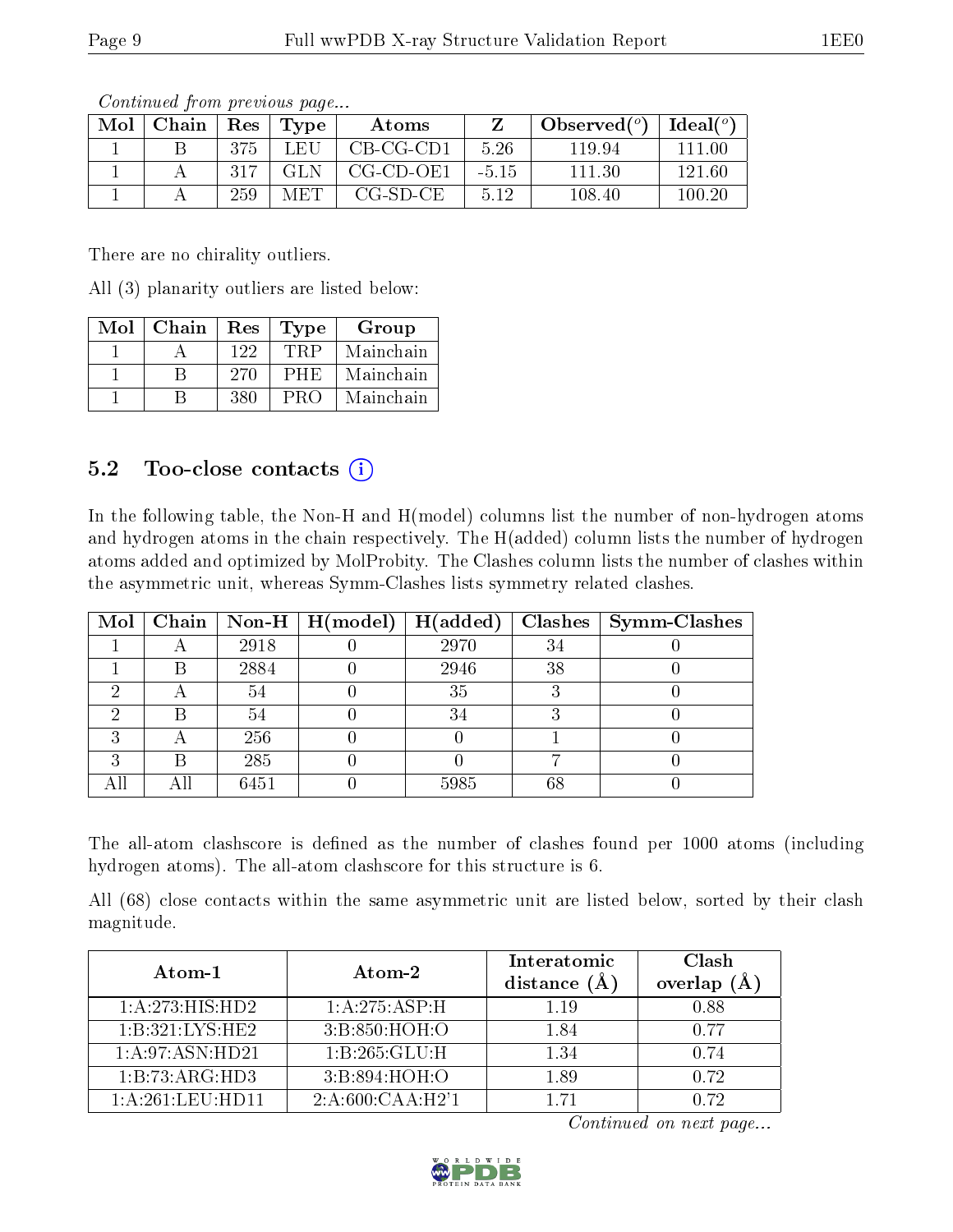*Continued from previous page...*

| Mol | Chain | Res | Type | Atoms | Z | Observed(°) | Ideal(°) |
|---|---|---|---|---|---|---|---|
| 1 | B | 375 | LEU | CB-CG-CD1 | 5.26 | 119.94 | 111.00 |
| 1 | A | 317 | GLN | CG-CD-OE1 | -5.15 | 111.30 | 121.60 |
| 1 | A | 259 | MET | CG-SD-CE | 5.12 | 108.40 | 100.20 |

There are no chirality outliers.

All (3) planarity outliers are listed below:

| Mol | Chain | Res | Type | Group |
|---|---|---|---|---|
| 1 | A | 122 | TRP | Mainchain |
| 1 | B | 270 | PHE | Mainchain |
| 1 | B | 380 | PRO | Mainchain |

## 5.2 Too-close contacts

In the following table, the Non-H and H(model) columns list the number of non-hydrogen atoms and hydrogen atoms in the chain respectively. The H(added) column lists the number of hydrogen atoms added and optimized by MolProbity. The Clashes column lists the number of clashes within the asymmetric unit, whereas Symm-Clashes lists symmetry related clashes.

| Mol | Chain | Non-H | H(model) | H(added) | Clashes | Symm-Clashes |
|---|---|---|---|---|---|---|
| 1 | A | 2918 | 0 | 2970 | 34 | 0 |
| 1 | B | 2884 | 0 | 2946 | 38 | 0 |
| 2 | A | 54 | 0 | 35 | 3 | 0 |
| 2 | B | 54 | 0 | 34 | 3 | 0 |
| 3 | A | 256 | 0 | 0 | 1 | 0 |
| 3 | B | 285 | 0 | 0 | 7 | 0 |
| All | All | 6451 | 0 | 5985 | 68 | 0 |

The all-atom clashscore is defined as the number of clashes found per 1000 atoms (including hydrogen atoms). The all-atom clashscore for this structure is 6.

All (68) close contacts within the same asymmetric unit are listed below, sorted by their clash magnitude.

| Atom-1 | Atom-2 | Interatomic distance (Å) | Clash overlap (Å) |
|---|---|---|---|
| 1:A:273:HIS:HD2 | 1:A:275:ASP:H | 1.19 | 0.88 |
| 1:B:321:LYS:HE2 | 3:B:850:HOH:O | 1.84 | 0.77 |
| 1:A:97:ASN:HD21 | 1:B:265:GLU:H | 1.34 | 0.74 |
| 1:B:73:ARG:HD3 | 3:B:894:HOH:O | 1.89 | 0.72 |
| 1:A:261:LEU:HD11 | 2:A:600:CAA:H2'1 | 1.71 | 0.72 |

*Continued on next page...*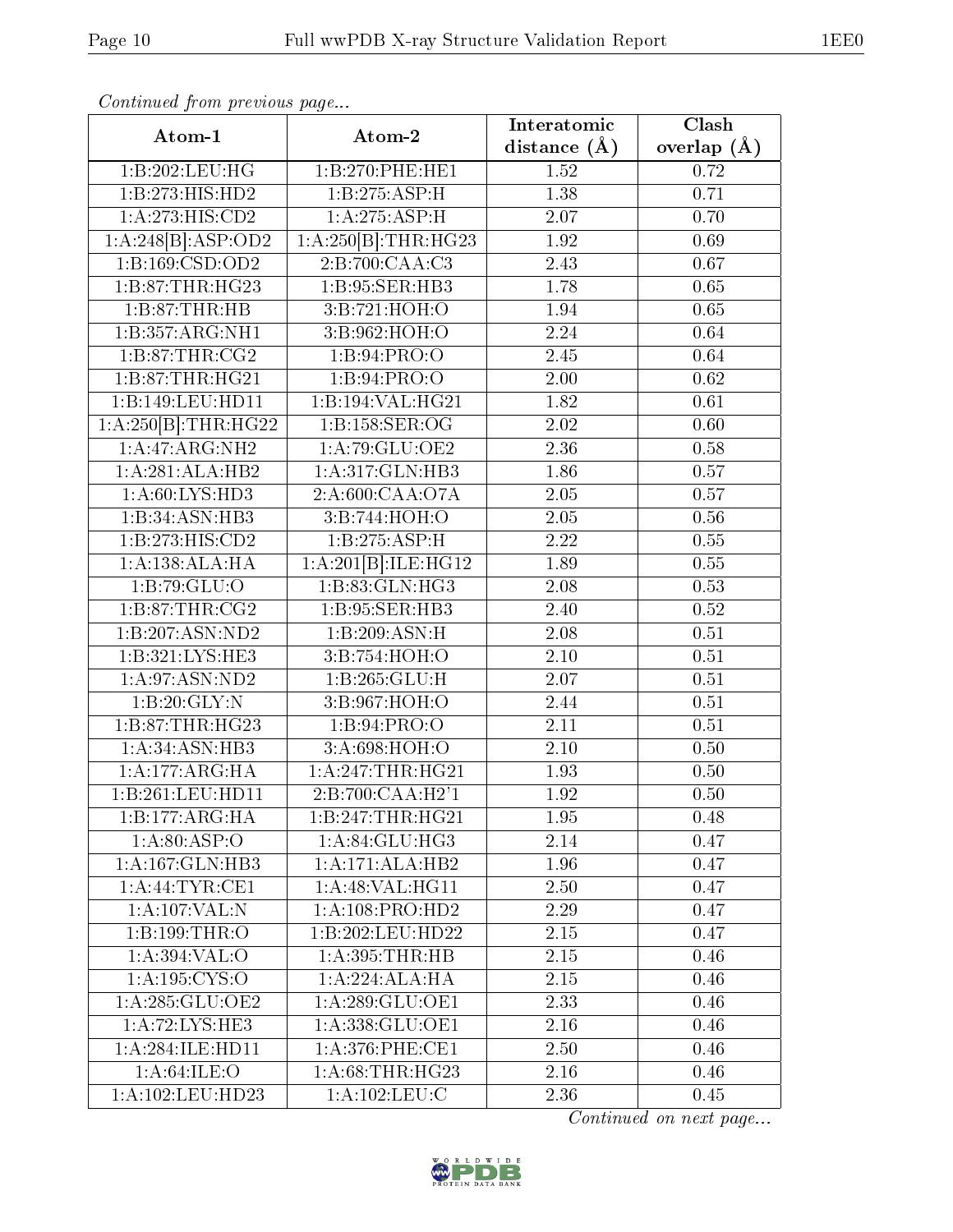*Continued from previous page...*

| Atom-1 | Atom-2 | Interatomic distance (Å) | Clash overlap (Å) |
|---|---|---|---|
| 1:B:202:LEU:HG | 1:B:270:PHE:HE1 | 1.52 | 0.72 |
| 1:B:273:HIS:HD2 | 1:B:275:ASP:H | 1.38 | 0.71 |
| 1:A:273:HIS:CD2 | 1:A:275:ASP:H | 2.07 | 0.70 |
| 1:A:248[B]:ASP:OD2 | 1:A:250[B]:THR:HG23 | 1.92 | 0.69 |
| 1:B:169:CSD:OD2 | 2:B:700:CAA:C3 | 2.43 | 0.67 |
| 1:B:87:THR:HG23 | 1:B:95:SER:HB3 | 1.78 | 0.65 |
| 1:B:87:THR:HB | 3:B:721:HOH:O | 1.94 | 0.65 |
| 1:B:357:ARG:NH1 | 3:B:962:HOH:O | 2.24 | 0.64 |
| 1:B:87:THR:CG2 | 1:B:94:PRO:O | 2.45 | 0.64 |
| 1:B:87:THR:HG21 | 1:B:94:PRO:O | 2.00 | 0.62 |
| 1:B:149:LEU:HD11 | 1:B:194:VAL:HG21 | 1.82 | 0.61 |
| 1:A:250[B]:THR:HG22 | 1:B:158:SER:OG | 2.02 | 0.60 |
| 1:A:47:ARG:NH2 | 1:A:79:GLU:OE2 | 2.36 | 0.58 |
| 1:A:281:ALA:HB2 | 1:A:317:GLN:HB3 | 1.86 | 0.57 |
| 1:A:60:LYS:HD3 | 2:A:600:CAA:O7A | 2.05 | 0.57 |
| 1:B:34:ASN:HB3 | 3:B:744:HOH:O | 2.05 | 0.56 |
| 1:B:273:HIS:CD2 | 1:B:275:ASP:H | 2.22 | 0.55 |
| 1:A:138:ALA:HA | 1:A:201[B]:ILE:HG12 | 1.89 | 0.55 |
| 1:B:79:GLU:O | 1:B:83:GLN:HG3 | 2.08 | 0.53 |
| 1:B:87:THR:CG2 | 1:B:95:SER:HB3 | 2.40 | 0.52 |
| 1:B:207:ASN:ND2 | 1:B:209:ASN:H | 2.08 | 0.51 |
| 1:B:321:LYS:HE3 | 3:B:754:HOH:O | 2.10 | 0.51 |
| 1:A:97:ASN:ND2 | 1:B:265:GLU:H | 2.07 | 0.51 |
| 1:B:20:GLY:N | 3:B:967:HOH:O | 2.44 | 0.51 |
| 1:B:87:THR:HG23 | 1:B:94:PRO:O | 2.11 | 0.51 |
| 1:A:34:ASN:HB3 | 3:A:698:HOH:O | 2.10 | 0.50 |
| 1:A:177:ARG:HA | 1:A:247:THR:HG21 | 1.93 | 0.50 |
| 1:B:261:LEU:HD11 | 2:B:700:CAA:H2'1 | 1.92 | 0.50 |
| 1:B:177:ARG:HA | 1:B:247:THR:HG21 | 1.95 | 0.48 |
| 1:A:80:ASP:O | 1:A:84:GLU:HG3 | 2.14 | 0.47 |
| 1:A:167:GLN:HB3 | 1:A:171:ALA:HB2 | 1.96 | 0.47 |
| 1:A:44:TYR:CE1 | 1:A:48:VAL:HG11 | 2.50 | 0.47 |
| 1:A:107:VAL:N | 1:A:108:PRO:HD2 | 2.29 | 0.47 |
| 1:B:199:THR:O | 1:B:202:LEU:HD22 | 2.15 | 0.47 |
| 1:A:394:VAL:O | 1:A:395:THR:HB | 2.15 | 0.46 |
| 1:A:195:CYS:O | 1:A:224:ALA:HA | 2.15 | 0.46 |
| 1:A:285:GLU:OE2 | 1:A:289:GLU:OE1 | 2.33 | 0.46 |
| 1:A:72:LYS:HE3 | 1:A:338:GLU:OE1 | 2.16 | 0.46 |
| 1:A:284:ILE:HD11 | 1:A:376:PHE:CE1 | 2.50 | 0.46 |
| 1:A:64:ILE:O | 1:A:68:THR:HG23 | 2.16 | 0.46 |
| 1:A:102:LEU:HD23 | 1:A:102:LEU:C | 2.36 | 0.45 |

*Continued on next page...*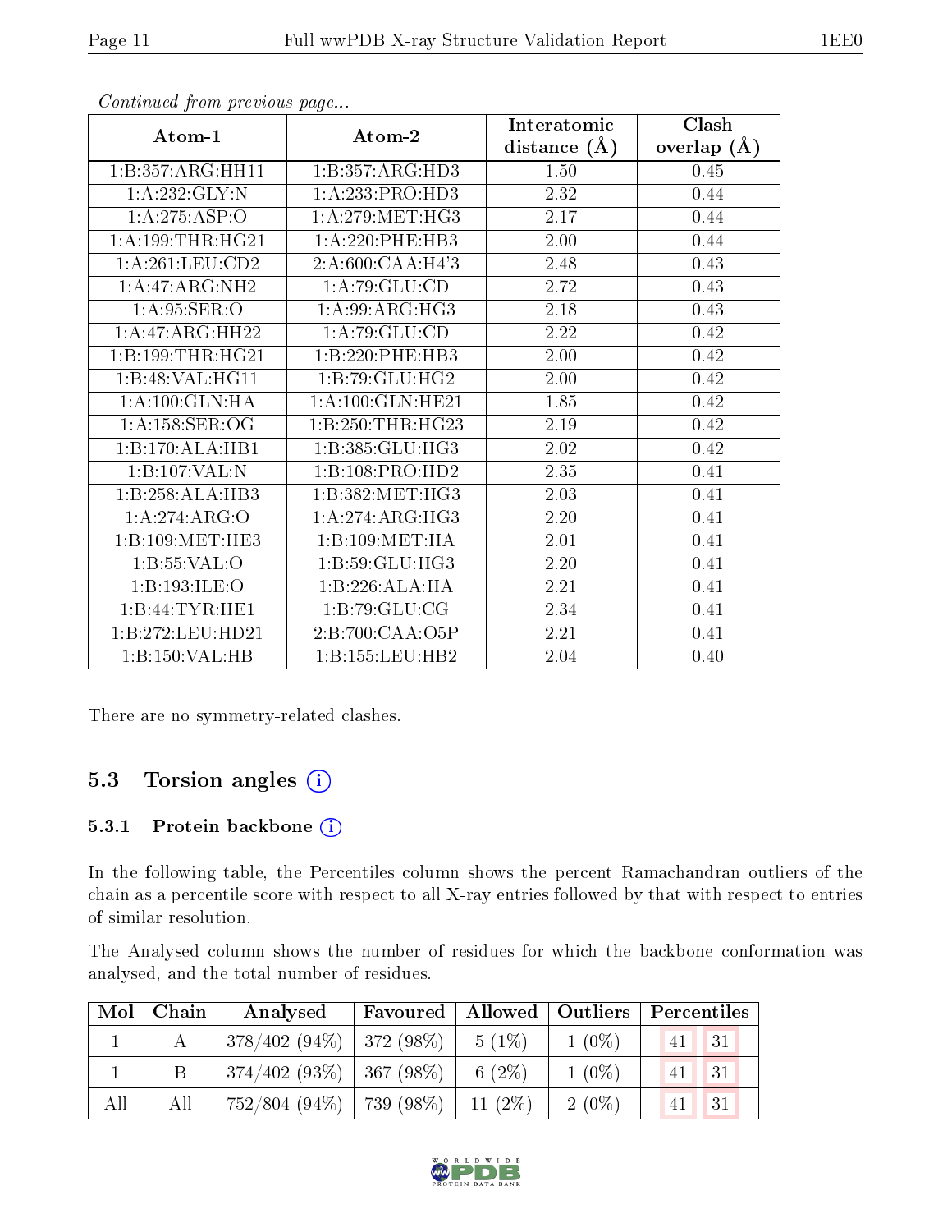*Continued from previous page...*

| Atom-1 | Atom-2 | Interatomic distance (Å) | Clash overlap (Å) |
|---|---|---|---|
| 1:B:357:ARG:HH11 | 1:B:357:ARG:HD3 | 1.50 | 0.45 |
| 1:A:232:GLY:N | 1:A:233:PRO:HD3 | 2.32 | 0.44 |
| 1:A:275:ASP:O | 1:A:279:MET:HG3 | 2.17 | 0.44 |
| 1:A:199:THR:HG21 | 1:A:220:PHE:HB3 | 2.00 | 0.44 |
| 1:A:261:LEU:CD2 | 2:A:600:CAA:H4'3 | 2.48 | 0.43 |
| 1:A:47:ARG:NH2 | 1:A:79:GLU:CD | 2.72 | 0.43 |
| 1:A:95:SER:O | 1:A:99:ARG:HG3 | 2.18 | 0.43 |
| 1:A:47:ARG:HH22 | 1:A:79:GLU:CD | 2.22 | 0.42 |
| 1:B:199:THR:HG21 | 1:B:220:PHE:HB3 | 2.00 | 0.42 |
| 1:B:48:VAL:HG11 | 1:B:79:GLU:HG2 | 2.00 | 0.42 |
| 1:A:100:GLN:HA | 1:A:100:GLN:HE21 | 1.85 | 0.42 |
| 1:A:158:SER:OG | 1:B:250:THR:HG23 | 2.19 | 0.42 |
| 1:B:170:ALA:HB1 | 1:B:385:GLU:HG3 | 2.02 | 0.42 |
| 1:B:107:VAL:N | 1:B:108:PRO:HD2 | 2.35 | 0.41 |
| 1:B:258:ALA:HB3 | 1:B:382:MET:HG3 | 2.03 | 0.41 |
| 1:A:274:ARG:O | 1:A:274:ARG:HG3 | 2.20 | 0.41 |
| 1:B:109:MET:HE3 | 1:B:109:MET:HA | 2.01 | 0.41 |
| 1:B:55:VAL:O | 1:B:59:GLU:HG3 | 2.20 | 0.41 |
| 1:B:193:ILE:O | 1:B:226:ALA:HA | 2.21 | 0.41 |
| 1:B:44:TYR:HE1 | 1:B:79:GLU:CG | 2.34 | 0.41 |
| 1:B:272:LEU:HD21 | 2:B:700:CAA:O5P | 2.21 | 0.41 |
| 1:B:150:VAL:HB | 1:B:155:LEU:HB2 | 2.04 | 0.40 |

There are no symmetry-related clashes.

## 5.3 Torsion angles

### 5.3.1 Protein backbone

In the following table, the Percentiles column shows the percent Ramachandran outliers of the chain as a percentile score with respect to all X-ray entries followed by that with respect to entries of similar resolution.

The Analysed column shows the number of residues for which the backbone conformation was analysed, and the total number of residues.

| Mol | Chain | Analysed | Favoured | Allowed | Outliers | Percentiles | |
|---|---|---|---|---|---|---|---|
| 1 | A | 378/402 (94%) | 372 (98%) | 5 (1%) | 1 (0%) | 41 | 31 |
| 1 | B | 374/402 (93%) | 367 (98%) | 6 (2%) | 1 (0%) | 41 | 31 |
| All | All | 752/804 (94%) | 739 (98%) | 11 (2%) | 2 (0%) | 41 | 31 |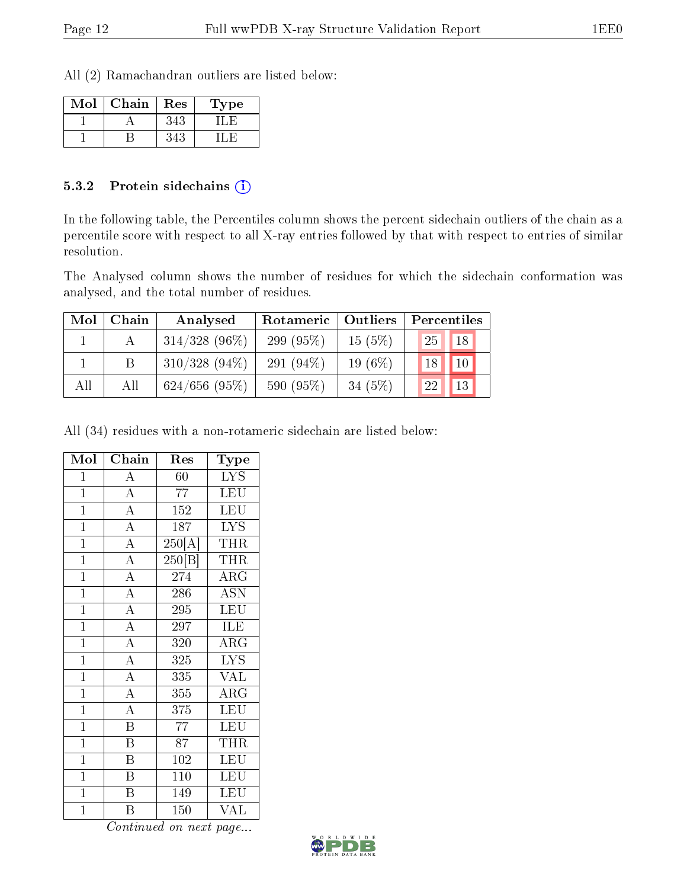All (2) Ramachandran outliers are listed below:

| Mol | Chain | Res | Type |
|---|---|---|---|
| 1 | A | 343 | ILE |
| 1 | B | 343 | ILE |

### 5.3.2 Protein sidechains (i)

In the following table, the Percentiles column shows the percent sidechain outliers of the chain as a percentile score with respect to all X-ray entries followed by that with respect to entries of similar resolution.

The Analysed column shows the number of residues for which the sidechain conformation was analysed, and the total number of residues.

| Mol | Chain | Analysed | Rotameric | Outliers | Percentiles | |
|---|---|---|---|---|---|---|
| 1 | A | 314/328 (96%) | 299 (95%) | 15 (5%) | 25 | 18 |
| 1 | B | 310/328 (94%) | 291 (94%) | 19 (6%) | 18 | 10 |
| All | All | 624/656 (95%) | 590 (95%) | 34 (5%) | 22 | 13 |

All (34) residues with a non-rotameric sidechain are listed below:

| Mol | Chain | Res | Type |
|---|---|---|---|
| 1 | A | 60 | LYS |
| 1 | A | 77 | LEU |
| 1 | A | 152 | LEU |
| 1 | A | 187 | LYS |
| 1 | A | 250[A] | THR |
| 1 | A | 250[B] | THR |
| 1 | A | 274 | ARG |
| 1 | A | 286 | ASN |
| 1 | A | 295 | LEU |
| 1 | A | 297 | ILE |
| 1 | A | 320 | ARG |
| 1 | A | 325 | LYS |
| 1 | A | 335 | VAL |
| 1 | A | 355 | ARG |
| 1 | A | 375 | LEU |
| 1 | B | 77 | LEU |
| 1 | B | 87 | THR |
| 1 | B | 102 | LEU |
| 1 | B | 110 | LEU |
| 1 | B | 149 | LEU |
| 1 | B | 150 | VAL |

*Continued on next page...*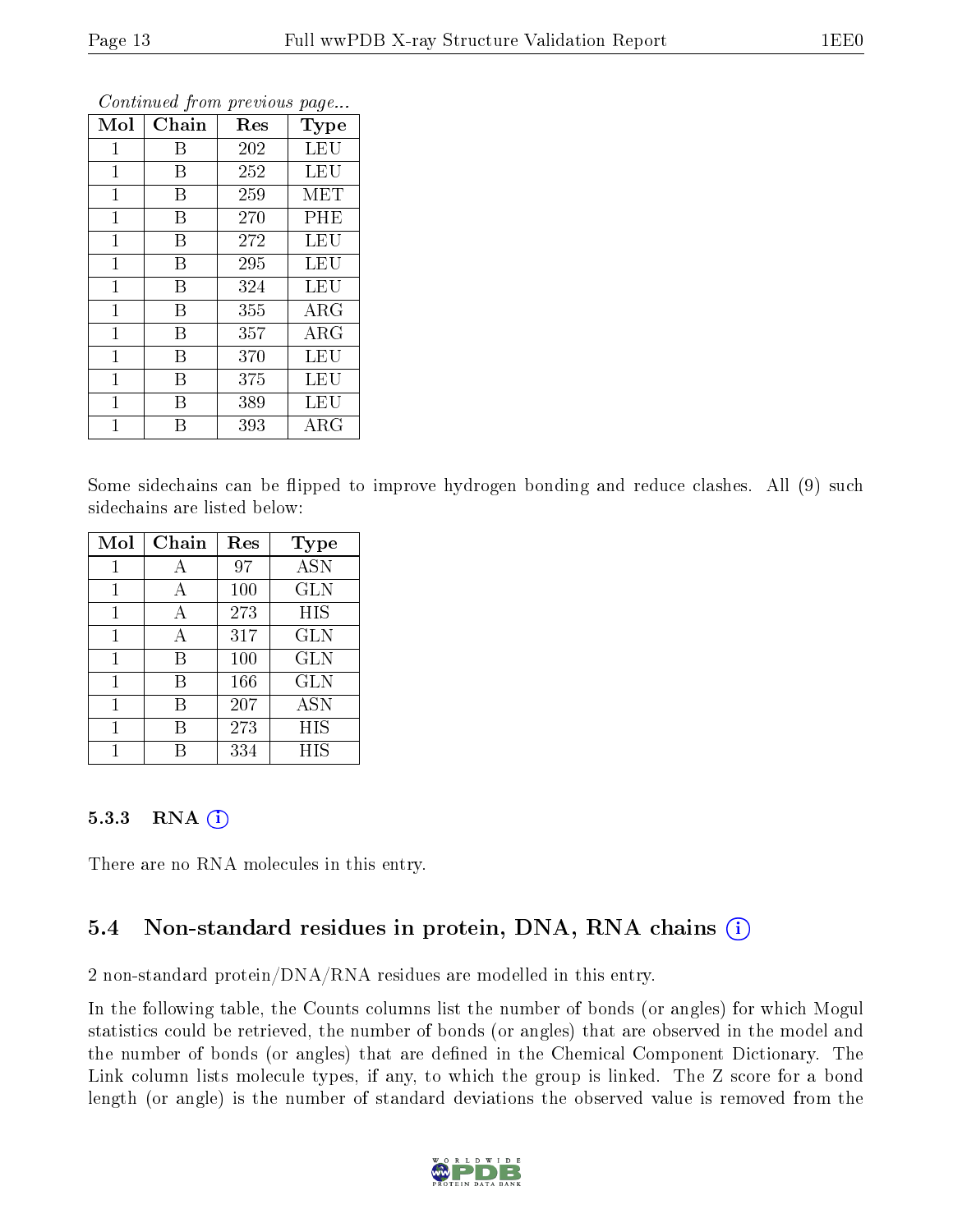*Continued from previous page...*

| Mol | Chain | Res | Type |
|---|---|---|---|
| 1 | B | 202 | LEU |
| 1 | B | 252 | LEU |
| 1 | B | 259 | MET |
| 1 | B | 270 | PHE |
| 1 | B | 272 | LEU |
| 1 | B | 295 | LEU |
| 1 | B | 324 | LEU |
| 1 | B | 355 | ARG |
| 1 | B | 357 | ARG |
| 1 | B | 370 | LEU |
| 1 | B | 375 | LEU |
| 1 | B | 389 | LEU |
| 1 | B | 393 | ARG |

Some sidechains can be flipped to improve hydrogen bonding and reduce clashes. All (9) such sidechains are listed below:

| Mol | Chain | Res | Type |
|---|---|---|---|
| 1 | A | 97 | ASN |
| 1 | A | 100 | GLN |
| 1 | A | 273 | HIS |
| 1 | A | 317 | GLN |
| 1 | B | 100 | GLN |
| 1 | B | 166 | GLN |
| 1 | B | 207 | ASN |
| 1 | B | 273 | HIS |
| 1 | B | 334 | HIS |

### 5.3.3 RNA

There are no RNA molecules in this entry.

## 5.4 Non-standard residues in protein, DNA, RNA chains

2 non-standard protein/DNA/RNA residues are modelled in this entry.

In the following table, the Counts columns list the number of bonds (or angles) for which Mogul statistics could be retrieved, the number of bonds (or angles) that are observed in the model and the number of bonds (or angles) that are defined in the Chemical Component Dictionary. The Link column lists molecule types, if any, to which the group is linked. The Z score for a bond length (or angle) is the number of standard deviations the observed value is removed from the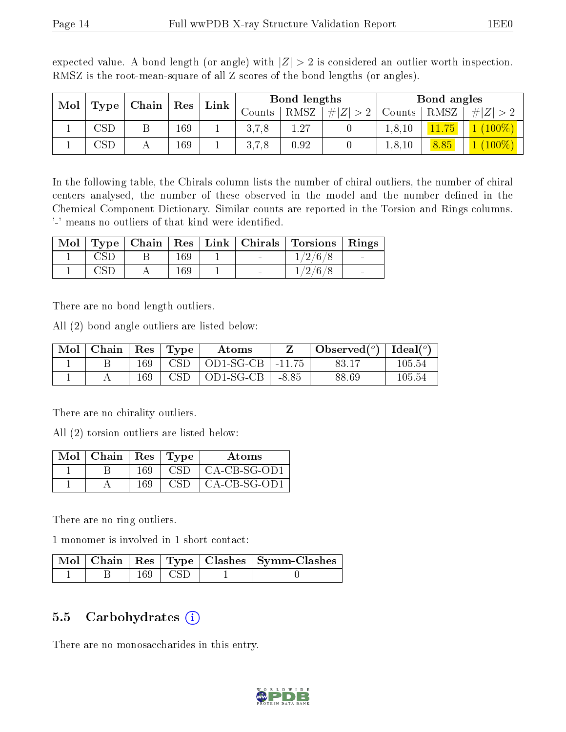expected value. A bond length (or angle) with $|Z| > 2$ is considered an outlier worth inspection. RMSZ is the root-mean-square of all Z scores of the bond lengths (or angles).

| Mol | Type | Chain | Res | Link | Bond lengths | | | Bond angles | | |
|---|---|---|---|---|---|---|---|---|---|---|
| | | | | | Counts | RMSZ | $\#\|Z\| > 2$ | Counts | RMSZ | $\#\|Z\| > 2$ |
| 1 | CSD | B | 169 | 1 | 3,7,8 | 1.27 | 0 | 1,8,10 | 11.75 | 1 (100%) |
| 1 | CSD | A | 169 | 1 | 3,7,8 | 0.92 | 0 | 1,8,10 | 8.85 | 1 (100%) |

In the following table, the Chirals column lists the number of chiral outliers, the number of chiral centers analysed, the number of these observed in the model and the number defined in the Chemical Component Dictionary. Similar counts are reported in the Torsion and Rings columns. '-' means no outliers of that kind were identified.

| Mol | Type | Chain | Res | Link | Chirals | Torsions | Rings |
|---|---|---|---|---|---|---|---|
| 1 | CSD | B | 169 | 1 | - | 1/2/6/8 | - |
| 1 | CSD | A | 169 | 1 | - | 1/2/6/8 | - |

There are no bond length outliers.

All (2) bond angle outliers are listed below:

| Mol | Chain | Res | Type | Atoms | Z | Observed($^o$) | Ideal($^o$) |
|---|---|---|---|---|---|---|---|
| 1 | B | 169 | CSD | OD1-SG-CB | -11.75 | 83.17 | 105.54 |
| 1 | A | 169 | CSD | OD1-SG-CB | -8.85 | 88.69 | 105.54 |

There are no chirality outliers.

All (2) torsion outliers are listed below:

| Mol | Chain | Res | Type | Atoms |
|---|---|---|---|---|
| 1 | B | 169 | CSD | CA-CB-SG-OD1 |
| 1 | A | 169 | CSD | CA-CB-SG-OD1 |

There are no ring outliers.

1 monomer is involved in 1 short contact:

| Mol | Chain | Res | Type | Clashes | Symm-Clashes |
|---|---|---|---|---|---|
| 1 | B | 169 | CSD | 1 | 0 |

## 5.5 Carbohydrates (i)

There are no monosaccharides in this entry.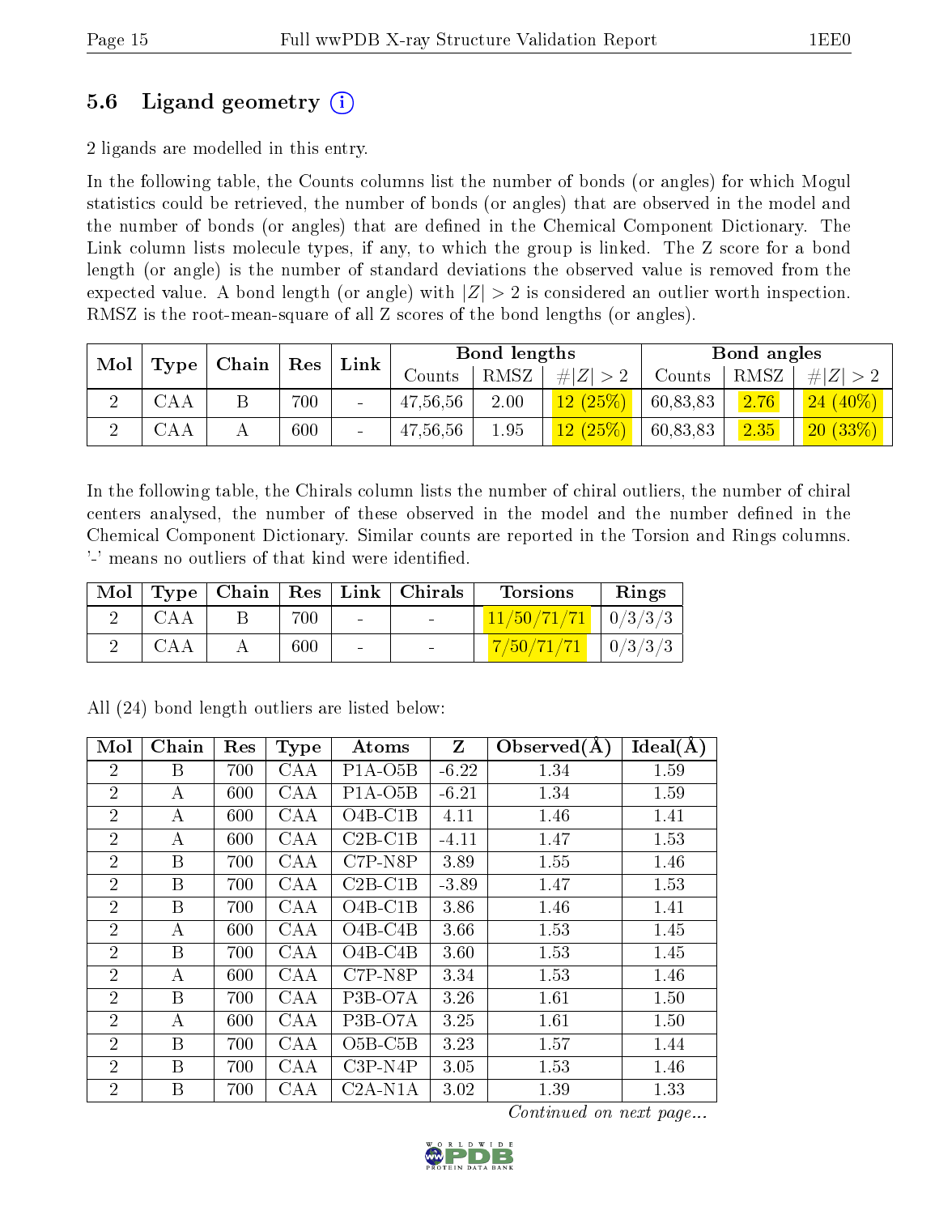### 5.6 Ligand geometry (i)

2 ligands are modelled in this entry.

In the following table, the Counts columns list the number of bonds (or angles) for which Mogul statistics could be retrieved, the number of bonds (or angles) that are observed in the model and the number of bonds (or angles) that are defined in the Chemical Component Dictionary. The Link column lists molecule types, if any, to which the group is linked. The Z score for a bond length (or angle) is the number of standard deviations the observed value is removed from the expected value. A bond length (or angle) with $|Z| > 2$ is considered an outlier worth inspection. RMSZ is the root-mean-square of all Z scores of the bond lengths (or angles).

| Mol | Type | Chain | Res | Link | Bond lengths | | | Bond angles | | |
|---|---|---|---|---|---|---|---|---|---|---|
| | | | | | Counts | RMSZ | $\#\|Z\| > 2$ | Counts | RMSZ | $\#\|Z\| > 2$ |
| 2 | CAA | B | 700 | - | 47,56,56 | 2.00 | 12 (25%) | 60,83,83 | 2.76 | 24 (40%) |
| 2 | CAA | A | 600 | - | 47,56,56 | 1.95 | 12 (25%) | 60,83,83 | 2.35 | 20 (33%) |

In the following table, the Chirals column lists the number of chiral outliers, the number of chiral centers analysed, the number of these observed in the model and the number defined in the Chemical Component Dictionary. Similar counts are reported in the Torsion and Rings columns. '-' means no outliers of that kind were identified.

| Mol | Type | Chain | Res | Link | Chirals | Torsions | Rings |
|---|---|---|---|---|---|---|---|
| 2 | CAA | B | 700 | - | - | 11/50/71/71 | 0/3/3/3 |
| 2 | CAA | A | 600 | - | - | 7/50/71/71 | 0/3/3/3 |

All (24) bond length outliers are listed below:

| Mol | Chain | Res | Type | Atoms | Z | Observed(Å) | Ideal(Å) |
|---|---|---|---|---|---|---|---|
| 2 | B | 700 | CAA | P1A-O5B | -6.22 | 1.34 | 1.59 |
| 2 | A | 600 | CAA | P1A-O5B | -6.21 | 1.34 | 1.59 |
| 2 | A | 600 | CAA | O4B-C1B | 4.11 | 1.46 | 1.41 |
| 2 | A | 600 | CAA | C2B-C1B | -4.11 | 1.47 | 1.53 |
| 2 | B | 700 | CAA | C7P-N8P | 3.89 | 1.55 | 1.46 |
| 2 | B | 700 | CAA | C2B-C1B | -3.89 | 1.47 | 1.53 |
| 2 | B | 700 | CAA | O4B-C1B | 3.86 | 1.46 | 1.41 |
| 2 | A | 600 | CAA | O4B-C4B | 3.66 | 1.53 | 1.45 |
| 2 | B | 700 | CAA | O4B-C4B | 3.60 | 1.53 | 1.45 |
| 2 | A | 600 | CAA | C7P-N8P | 3.34 | 1.53 | 1.46 |
| 2 | B | 700 | CAA | P3B-O7A | 3.26 | 1.61 | 1.50 |
| 2 | A | 600 | CAA | P3B-O7A | 3.25 | 1.61 | 1.50 |
| 2 | B | 700 | CAA | O5B-C5B | 3.23 | 1.57 | 1.44 |
| 2 | B | 700 | CAA | C3P-N4P | 3.05 | 1.53 | 1.46 |
| 2 | B | 700 | CAA | C2A-N1A | 3.02 | 1.39 | 1.33 |

*Continued on next page...*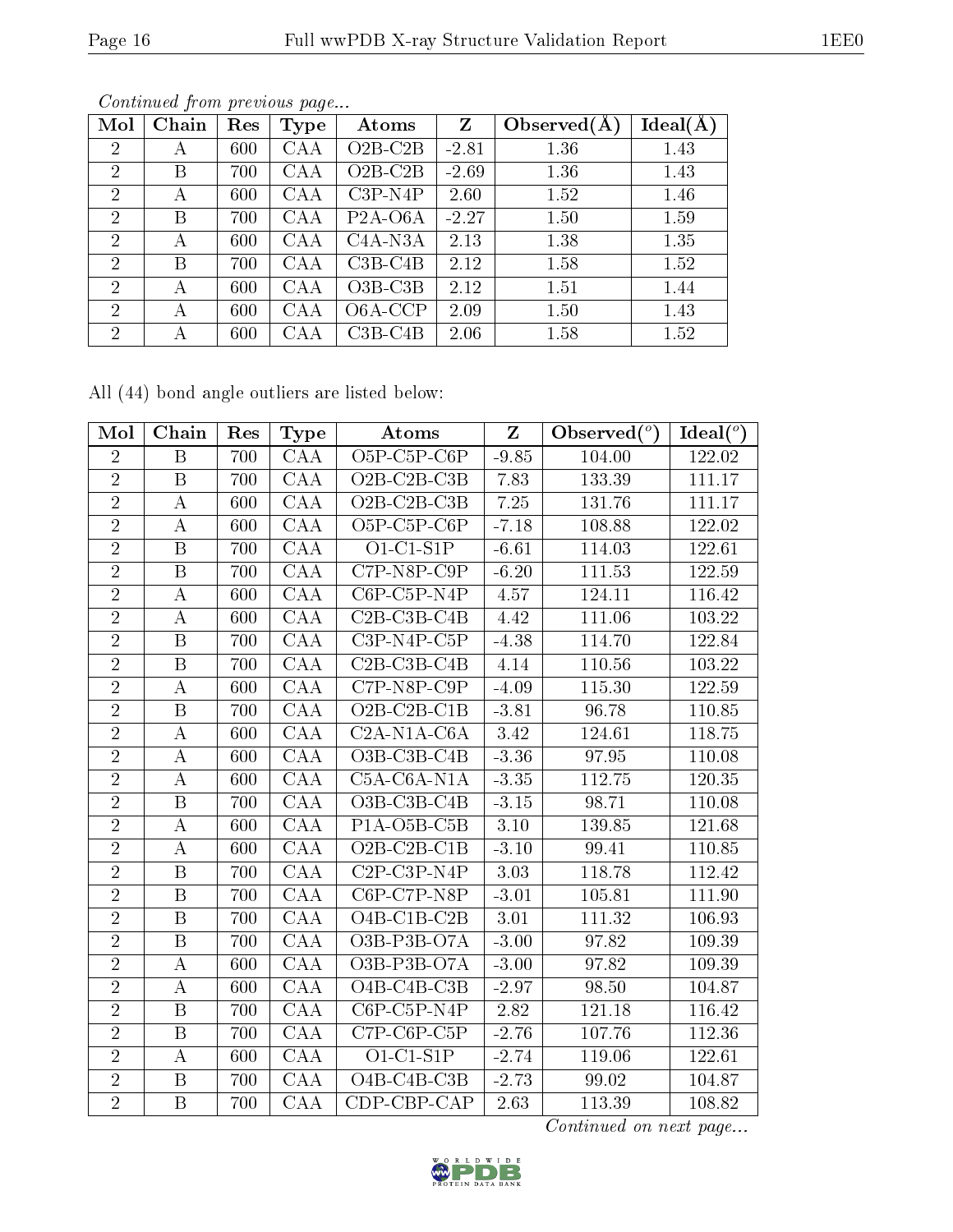*Continued from previous page...*

| Mol | Chain | Res | Type | Atoms | Z | Observed(Å) | Ideal(Å) |
|---|---|---|---|---|---|---|---|
| 2 | A | 600 | CAA | O2B-C2B | -2.81 | 1.36 | 1.43 |
| 2 | B | 700 | CAA | O2B-C2B | -2.69 | 1.36 | 1.43 |
| 2 | A | 600 | CAA | C3P-N4P | 2.60 | 1.52 | 1.46 |
| 2 | B | 700 | CAA | P2A-O6A | -2.27 | 1.50 | 1.59 |
| 2 | A | 600 | CAA | C4A-N3A | 2.13 | 1.38 | 1.35 |
| 2 | B | 700 | CAA | C3B-C4B | 2.12 | 1.58 | 1.52 |
| 2 | A | 600 | CAA | O3B-C3B | 2.12 | 1.51 | 1.44 |
| 2 | A | 600 | CAA | O6A-CCP | 2.09 | 1.50 | 1.43 |
| 2 | A | 600 | CAA | C3B-C4B | 2.06 | 1.58 | 1.52 |

All (44) bond angle outliers are listed below:

| Mol | Chain | Res | Type | Atoms | Z | Observed(°) | Ideal(°) |
|---|---|---|---|---|---|---|---|
| 2 | B | 700 | CAA | O5P-C5P-C6P | -9.85 | 104.00 | 122.02 |
| 2 | B | 700 | CAA | O2B-C2B-C3B | 7.83 | 133.39 | 111.17 |
| 2 | A | 600 | CAA | O2B-C2B-C3B | 7.25 | 131.76 | 111.17 |
| 2 | A | 600 | CAA | O5P-C5P-C6P | -7.18 | 108.88 | 122.02 |
| 2 | B | 700 | CAA | O1-C1-S1P | -6.61 | 114.03 | 122.61 |
| 2 | B | 700 | CAA | C7P-N8P-C9P | -6.20 | 111.53 | 122.59 |
| 2 | A | 600 | CAA | C6P-C5P-N4P | 4.57 | 124.11 | 116.42 |
| 2 | A | 600 | CAA | C2B-C3B-C4B | 4.42 | 111.06 | 103.22 |
| 2 | B | 700 | CAA | C3P-N4P-C5P | -4.38 | 114.70 | 122.84 |
| 2 | B | 700 | CAA | C2B-C3B-C4B | 4.14 | 110.56 | 103.22 |
| 2 | A | 600 | CAA | C7P-N8P-C9P | -4.09 | 115.30 | 122.59 |
| 2 | B | 700 | CAA | O2B-C2B-C1B | -3.81 | 96.78 | 110.85 |
| 2 | A | 600 | CAA | C2A-N1A-C6A | 3.42 | 124.61 | 118.75 |
| 2 | A | 600 | CAA | O3B-C3B-C4B | -3.36 | 97.95 | 110.08 |
| 2 | A | 600 | CAA | C5A-C6A-N1A | -3.35 | 112.75 | 120.35 |
| 2 | B | 700 | CAA | O3B-C3B-C4B | -3.15 | 98.71 | 110.08 |
| 2 | A | 600 | CAA | P1A-O5B-C5B | 3.10 | 139.85 | 121.68 |
| 2 | A | 600 | CAA | O2B-C2B-C1B | -3.10 | 99.41 | 110.85 |
| 2 | B | 700 | CAA | C2P-C3P-N4P | 3.03 | 118.78 | 112.42 |
| 2 | B | 700 | CAA | C6P-C7P-N8P | -3.01 | 105.81 | 111.90 |
| 2 | B | 700 | CAA | O4B-C1B-C2B | 3.01 | 111.32 | 106.93 |
| 2 | B | 700 | CAA | O3B-P3B-O7A | -3.00 | 97.82 | 109.39 |
| 2 | A | 600 | CAA | O3B-P3B-O7A | -3.00 | 97.82 | 109.39 |
| 2 | A | 600 | CAA | O4B-C4B-C3B | -2.97 | 98.50 | 104.87 |
| 2 | B | 700 | CAA | C6P-C5P-N4P | 2.82 | 121.18 | 116.42 |
| 2 | B | 700 | CAA | C7P-C6P-C5P | -2.76 | 107.76 | 112.36 |
| 2 | A | 600 | CAA | O1-C1-S1P | -2.74 | 119.06 | 122.61 |
| 2 | B | 700 | CAA | O4B-C4B-C3B | -2.73 | 99.02 | 104.87 |
| 2 | B | 700 | CAA | CDP-CBP-CAP | 2.63 | 113.39 | 108.82 |

*Continued on next page...*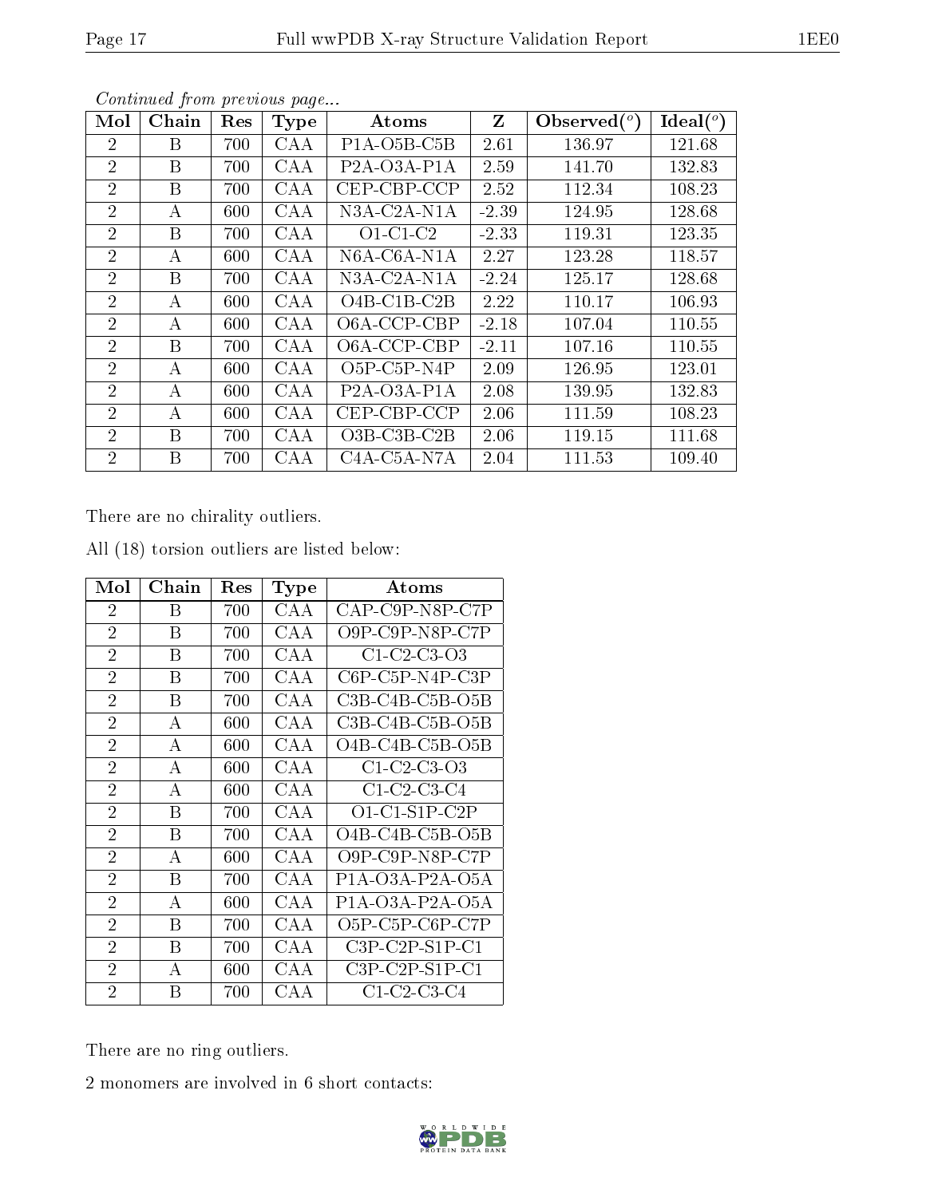*Continued from previous page...*

| Mol | Chain | Res | Type | Atoms | Z | Observed(°) | Ideal(°) |
|---|---|---|---|---|---|---|---|
| 2 | B | 700 | CAA | P1A-O5B-C5B | 2.61 | 136.97 | 121.68 |
| 2 | B | 700 | CAA | P2A-O3A-P1A | 2.59 | 141.70 | 132.83 |
| 2 | B | 700 | CAA | CEP-CBP-CCP | 2.52 | 112.34 | 108.23 |
| 2 | A | 600 | CAA | N3A-C2A-N1A | -2.39 | 124.95 | 128.68 |
| 2 | B | 700 | CAA | O1-C1-C2 | -2.33 | 119.31 | 123.35 |
| 2 | A | 600 | CAA | N6A-C6A-N1A | 2.27 | 123.28 | 118.57 |
| 2 | B | 700 | CAA | N3A-C2A-N1A | -2.24 | 125.17 | 128.68 |
| 2 | A | 600 | CAA | O4B-C1B-C2B | 2.22 | 110.17 | 106.93 |
| 2 | A | 600 | CAA | O6A-CCP-CBP | -2.18 | 107.04 | 110.55 |
| 2 | B | 700 | CAA | O6A-CCP-CBP | -2.11 | 107.16 | 110.55 |
| 2 | A | 600 | CAA | O5P-C5P-N4P | 2.09 | 126.95 | 123.01 |
| 2 | A | 600 | CAA | P2A-O3A-P1A | 2.08 | 139.95 | 132.83 |
| 2 | A | 600 | CAA | CEP-CBP-CCP | 2.06 | 111.59 | 108.23 |
| 2 | B | 700 | CAA | O3B-C3B-C2B | 2.06 | 119.15 | 111.68 |
| 2 | B | 700 | CAA | C4A-C5A-N7A | 2.04 | 111.53 | 109.40 |

There are no chirality outliers.

All (18) torsion outliers are listed below:

| Mol | Chain | Res | Type | Atoms |
|---|---|---|---|---|
| 2 | B | 700 | CAA | CAP-C9P-N8P-C7P |
| 2 | B | 700 | CAA | O9P-C9P-N8P-C7P |
| 2 | B | 700 | CAA | C1-C2-C3-O3 |
| 2 | B | 700 | CAA | C6P-C5P-N4P-C3P |
| 2 | B | 700 | CAA | C3B-C4B-C5B-O5B |
| 2 | A | 600 | CAA | C3B-C4B-C5B-O5B |
| 2 | A | 600 | CAA | O4B-C4B-C5B-O5B |
| 2 | A | 600 | CAA | C1-C2-C3-O3 |
| 2 | A | 600 | CAA | C1-C2-C3-C4 |
| 2 | B | 700 | CAA | O1-C1-S1P-C2P |
| 2 | B | 700 | CAA | O4B-C4B-C5B-O5B |
| 2 | A | 600 | CAA | O9P-C9P-N8P-C7P |
| 2 | B | 700 | CAA | P1A-O3A-P2A-O5A |
| 2 | A | 600 | CAA | P1A-O3A-P2A-O5A |
| 2 | B | 700 | CAA | O5P-C5P-C6P-C7P |
| 2 | B | 700 | CAA | C3P-C2P-S1P-C1 |
| 2 | A | 600 | CAA | C3P-C2P-S1P-C1 |
| 2 | B | 700 | CAA | C1-C2-C3-C4 |

There are no ring outliers.

2 monomers are involved in 6 short contacts: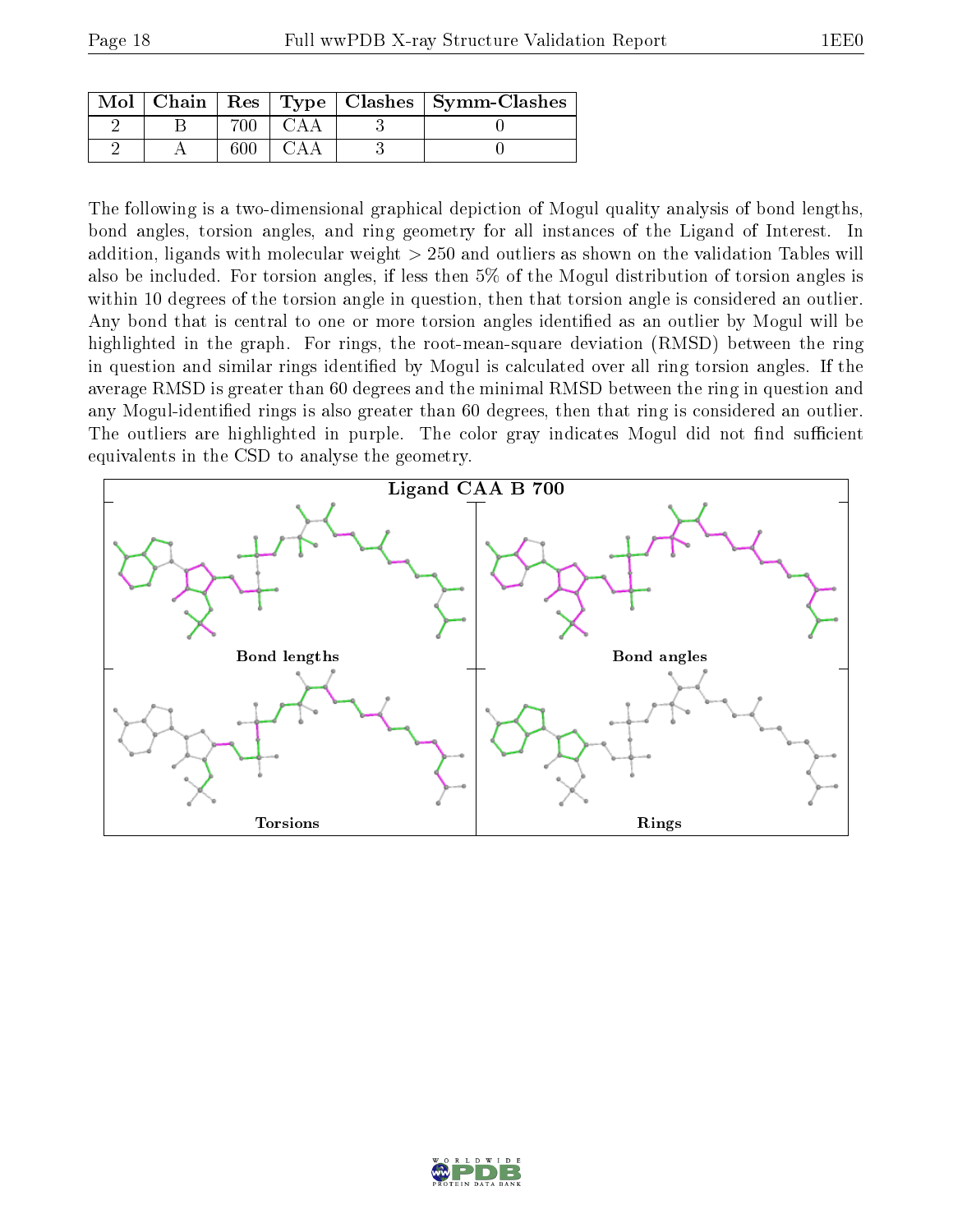| Mol | Chain | Res | Type | Clashes | Symm-Clashes |
|---|---|---|---|---|---|
| 2 | B | 700 | CAA | 3 | 0 |
| 2 | A | 600 | CAA | 3 | 0 |

The following is a two-dimensional graphical depiction of Mogul quality analysis of bond lengths, bond angles, torsion angles, and ring geometry for all instances of the Ligand of Interest. In addition, ligands with molecular weight > 250 and outliers as shown on the validation Tables will also be included. For torsion angles, if less then 5% of the Mogul distribution of torsion angles is within 10 degrees of the torsion angle in question, then that torsion angle is considered an outlier. Any bond that is central to one or more torsion angles identified as an outlier by Mogul will be highlighted in the graph. For rings, the root-mean-square deviation (RMSD) between the ring in question and similar rings identified by Mogul is calculated over all ring torsion angles. If the average RMSD is greater than 60 degrees and the minimal RMSD between the ring in question and any Mogul-identified rings is also greater than 60 degrees, then that ring is considered an outlier. The outliers are highlighted in purple. The color gray indicates Mogul did not find sufficient equivalents in the CSD to analyse the geometry.

Ligand CAA B 700

Bond lengths

Bond angles

Torsions

Rings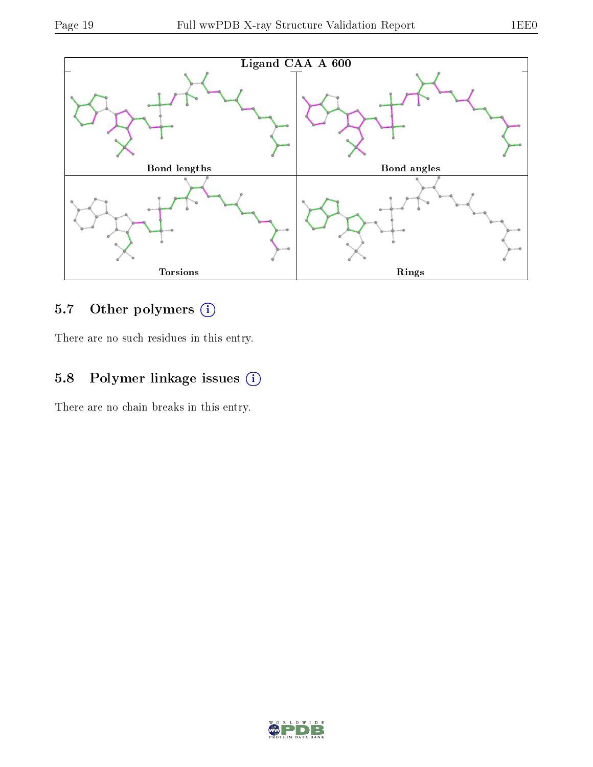Ligand CAA A 600

| Bond lengths | Bond angles |
|---|---|
| Torsions | Rings |

## 5.7 Other polymers

There are no such residues in this entry.

## 5.8 Polymer linkage issues

There are no chain breaks in this entry.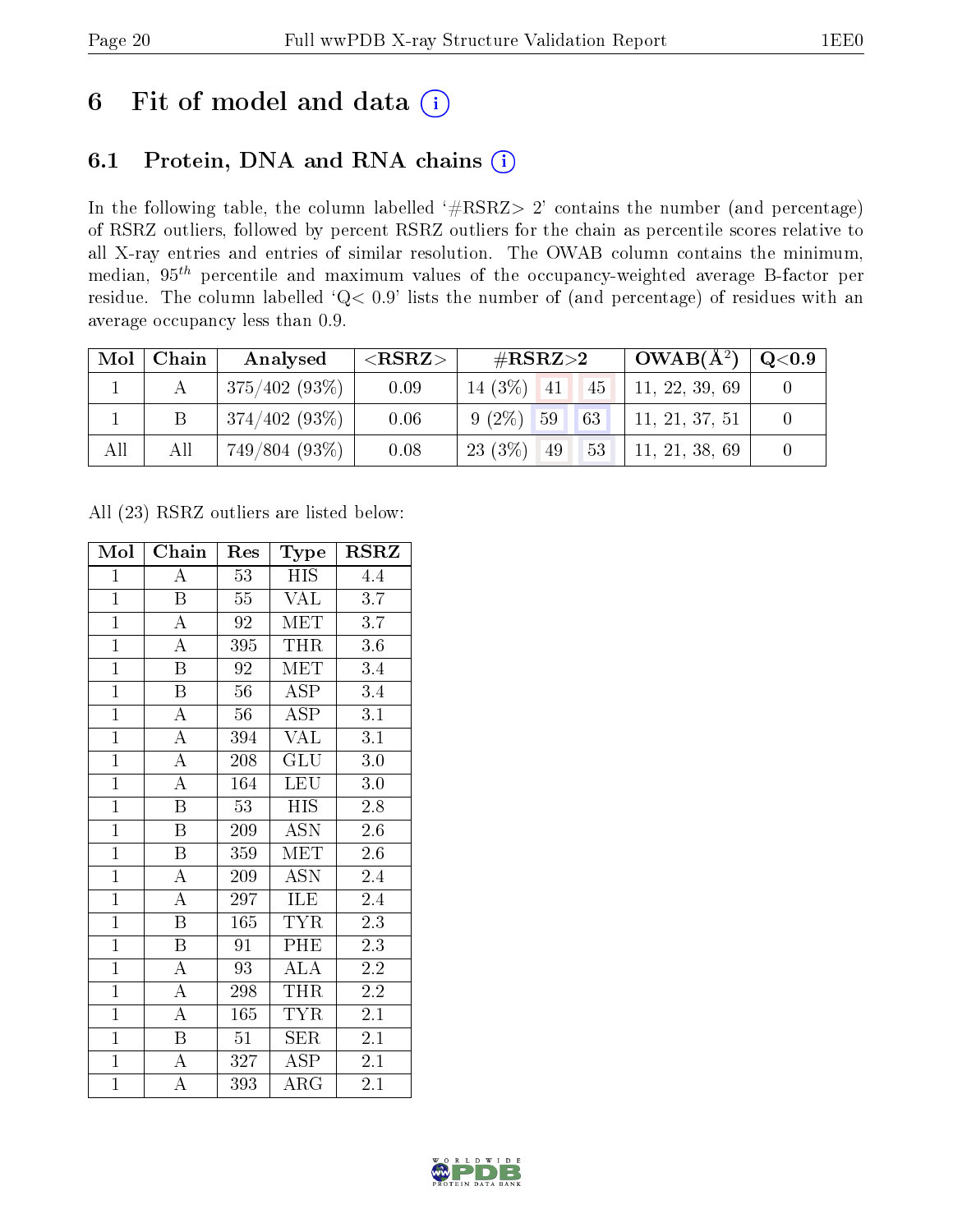# 6 Fit of model and data ⓘ

## 6.1 Protein, DNA and RNA chains ⓘ

In the following table, the column labelled '#RSRZ> 2' contains the number (and percentage) of RSRZ outliers, followed by percent RSRZ outliers for the chain as percentile scores relative to all X-ray entries and entries of similar resolution. The OWAB column contains the minimum, median, $95^{th}$ percentile and maximum values of the occupancy-weighted average B-factor per residue. The column labelled 'Q< 0.9' lists the number of (and percentage) of residues with an average occupancy less than 0.9.

| Mol | Chain | Analysed | <RSRZ> | #RSRZ>2 | | | OWAB(Å²) | Q<0.9 |
|---|---|---|---|---|---|---|---|---|
| 1 | A | 375/402 (93%) | 0.09 | 14 (3%) | 41 | 45 | 11, 22, 39, 69 | 0 |
| 1 | B | 374/402 (93%) | 0.06 | 9 (2%) | 59 | 63 | 11, 21, 37, 51 | 0 |
| All | All | 749/804 (93%) | 0.08 | 23 (3%) | 49 | 53 | 11, 21, 38, 69 | 0 |

All (23) RSRZ outliers are listed below:

| Mol | Chain | Res | Type | RSRZ |
|---|---|---|---|---|
| 1 | A | 53 | HIS | 4.4 |
| 1 | B | 55 | VAL | 3.7 |
| 1 | A | 92 | MET | 3.7 |
| 1 | A | 395 | THR | 3.6 |
| 1 | B | 92 | MET | 3.4 |
| 1 | B | 56 | ASP | 3.4 |
| 1 | A | 56 | ASP | 3.1 |
| 1 | A | 394 | VAL | 3.1 |
| 1 | A | 208 | GLU | 3.0 |
| 1 | A | 164 | LEU | 3.0 |
| 1 | B | 53 | HIS | 2.8 |
| 1 | B | 209 | ASN | 2.6 |
| 1 | B | 359 | MET | 2.6 |
| 1 | A | 209 | ASN | 2.4 |
| 1 | A | 297 | ILE | 2.4 |
| 1 | B | 165 | TYR | 2.3 |
| 1 | B | 91 | PHE | 2.3 |
| 1 | A | 93 | ALA | 2.2 |
| 1 | A | 298 | THR | 2.2 |
| 1 | A | 165 | TYR | 2.1 |
| 1 | B | 51 | SER | 2.1 |
| 1 | A | 327 | ASP | 2.1 |
| 1 | A | 393 | ARG | 2.1 |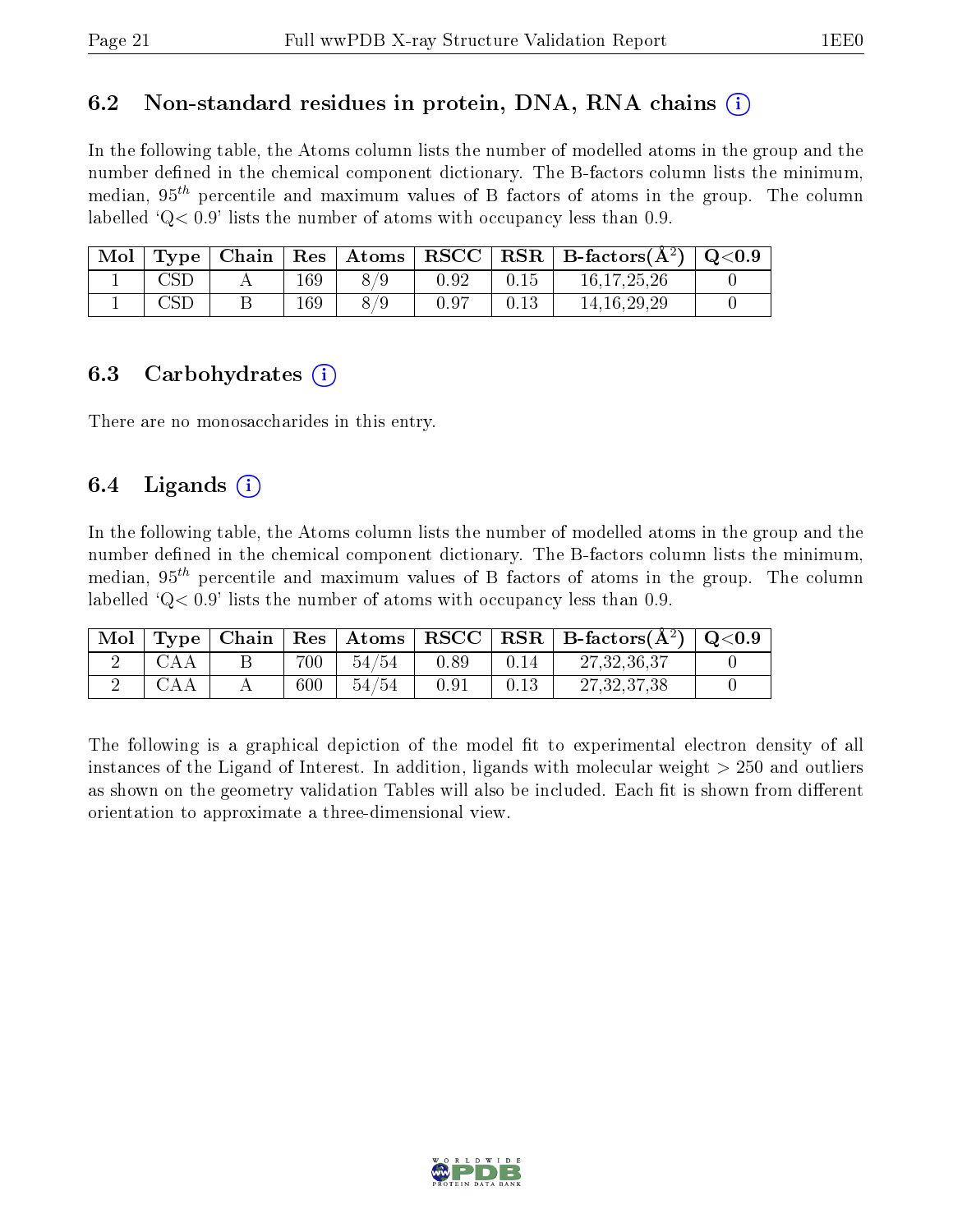### 6.2 Non-standard residues in protein, DNA, RNA chains (i)

In the following table, the Atoms column lists the number of modelled atoms in the group and the number defined in the chemical component dictionary. The B-factors column lists the minimum, median, $95^{th}$ percentile and maximum values of B factors of atoms in the group. The column labelled 'Q< 0.9' lists the number of atoms with occupancy less than 0.9.

| Mol | Type | Chain | Res | Atoms | RSCC | RSR | B-factors($Å^2$) | Q<0.9 |
|---|---|---|---|---|---|---|---|---|
| 1 | CSD | A | 169 | 8/9 | 0.92 | 0.15 | 16,17,25,26 | 0 |
| 1 | CSD | B | 169 | 8/9 | 0.97 | 0.13 | 14,16,29,29 | 0 |

### 6.3 Carbohydrates (i)

There are no monosaccharides in this entry.

### 6.4 Ligands (i)

In the following table, the Atoms column lists the number of modelled atoms in the group and the number defined in the chemical component dictionary. The B-factors column lists the minimum, median, $95^{th}$ percentile and maximum values of B factors of atoms in the group. The column labelled 'Q< 0.9' lists the number of atoms with occupancy less than 0.9.

| Mol | Type | Chain | Res | Atoms | RSCC | RSR | B-factors($Å^2$) | Q<0.9 |
|---|---|---|---|---|---|---|---|---|
| 2 | CAA | B | 700 | 54/54 | 0.89 | 0.14 | 27,32,36,37 | 0 |
| 2 | CAA | A | 600 | 54/54 | 0.91 | 0.13 | 27,32,37,38 | 0 |

The following is a graphical depiction of the model fit to experimental electron density of all instances of the Ligand of Interest. In addition, ligands with molecular weight > 250 and outliers as shown on the geometry validation Tables will also be included. Each fit is shown from different orientation to approximate a three-dimensional view.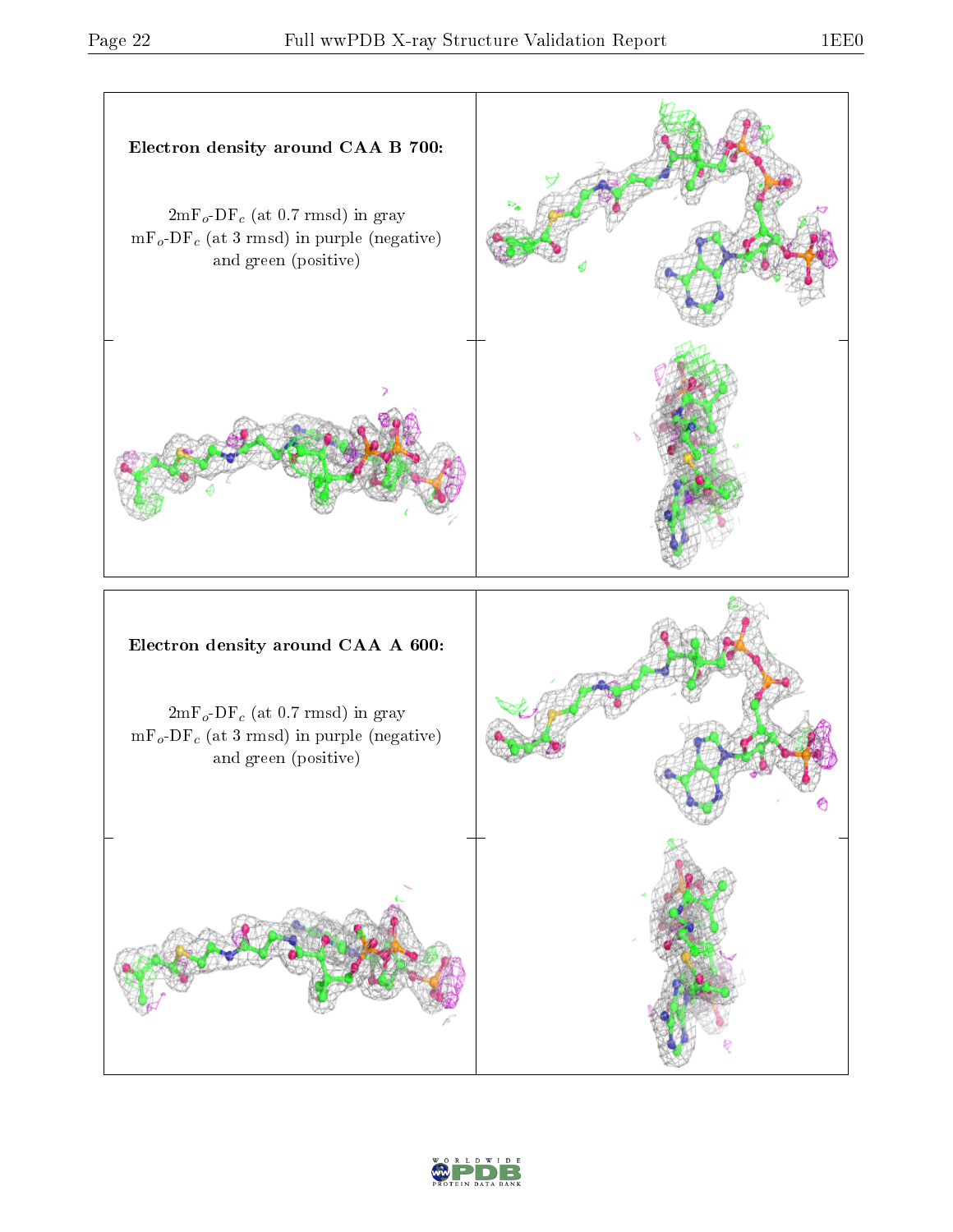**Electron density around CAA B 700:**

$2mF_o$-$DF_c$ (at 0.7 rmsd) in gray
$mF_o$-$DF_c$ (at 3 rmsd) in purple (negative)
and green (positive)

**Electron density around CAA A 600:**

$2mF_o$-$DF_c$ (at 0.7 rmsd) in gray
$mF_o$-$DF_c$ (at 3 rmsd) in purple (negative)
and green (positive)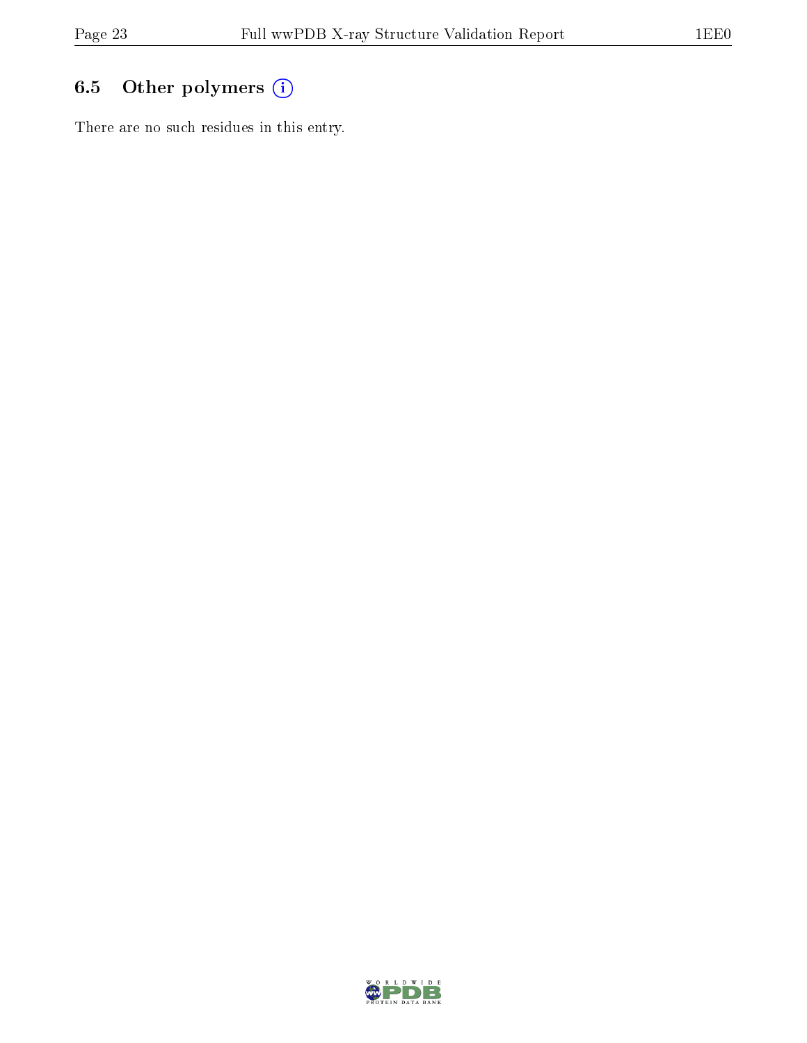### 6.5 Other polymers (i)

There are no such residues in this entry.